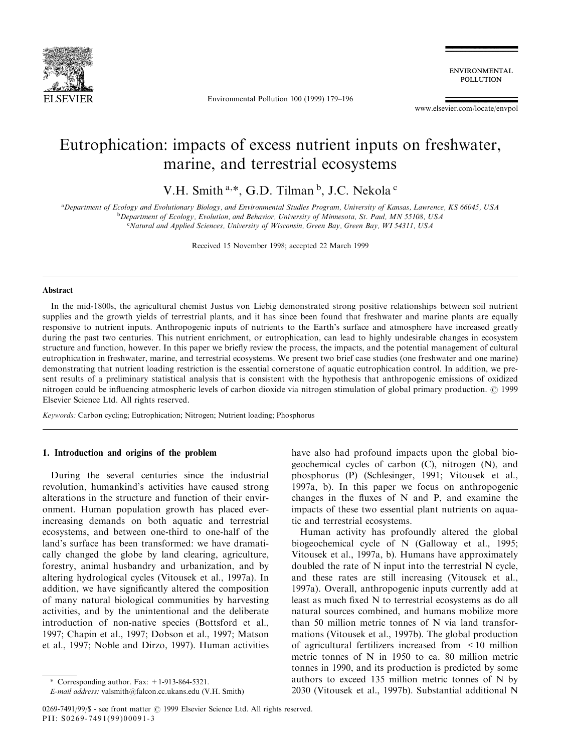# Eutrophication: impacts of excess nutrient inputs on freshwater, marine, and terrestrial ecosystems

V.H. Smith [a,*], G.D. Tilman [b], J.C. Nekola [c]

[a]Department of Ecology and Evolutionary Biology, and Environmental Studies Program, University of Kansas, Lawrence, KS 66045, USA
[b]Department of Ecology, Evolution, and Behavior, University of Minnesota, St. Paul, MN 55108, USA
[c]Natural and Applied Sciences, University of Wisconsin, Green Bay, Green Bay, WI 54311, USA

Received 15 November 1998; accepted 22 March 1999

## Abstract

In the mid-1800s, the agricultural chemist Justus von Liebig demonstrated strong positive relationships between soil nutrient supplies and the growth yields of terrestrial plants, and it has since been found that freshwater and marine plants are equally responsive to nutrient inputs. Anthropogenic inputs of nutrients to the Earth's surface and atmosphere have increased greatly during the past two centuries. This nutrient enrichment, or eutrophication, can lead to highly undesirable changes in ecosystem structure and function, however. In this paper we briefly review the process, the impacts, and the potential management of cultural eutrophication in freshwater, marine, and terrestrial ecosystems. We present two brief case studies (one freshwater and one marine) demonstrating that nutrient loading restriction is the essential cornerstone of aquatic eutrophication control. In addition, we present results of a preliminary statistical analysis that is consistent with the hypothesis that anthropogenic emissions of oxidized nitrogen could be influencing atmospheric levels of carbon dioxide via nitrogen stimulation of global primary production. © 1999 Elsevier Science Ltd. All rights reserved.

*Keywords:* Carbon cycling; Eutrophication; Nitrogen; Nutrient loading; Phosphorus

## 1. Introduction and origins of the problem

During the several centuries since the industrial revolution, humankind's activities have caused strong alterations in the structure and function of their environment. Human population growth has placed ever-increasing demands on both aquatic and terrestrial ecosystems, and between one-third to one-half of the land's surface has been transformed: we have dramatically changed the globe by land clearing, agriculture, forestry, animal husbandry and urbanization, and by altering hydrological cycles (Vitousek et al., 1997a). In addition, we have significantly altered the composition of many natural biological communities by harvesting activities, and by the unintentional and the deliberate introduction of non-native species (Bottsford et al., 1997; Chapin et al., 1997; Dobson et al., 1997; Matson et al., 1997; Noble and Dirzo, 1997). Human activities have also had profound impacts upon the global biogeochemical cycles of carbon (C), nitrogen (N), and phosphorus (P) (Schlesinger, 1991; Vitousek et al., 1997a, b). In this paper we focus on anthropogenic changes in the fluxes of N and P, and examine the impacts of these two essential plant nutrients on aquatic and terrestrial ecosystems.

Human activity has profoundly altered the global biogeochemical cycle of N (Galloway et al., 1995; Vitousek et al., 1997a, b). Humans have approximately doubled the rate of N input into the terrestrial N cycle, and these rates are still increasing (Vitousek et al., 1997a). Overall, anthropogenic inputs currently add at least as much fixed N to terrestrial ecosystems as do all natural sources combined, and humans mobilize more than 50 million metric tonnes of N via land transformations (Vitousek et al., 1997b). The global production of agricultural fertilizers increased from <10 million metric tonnes of N in 1950 to ca. 80 million metric tonnes in 1990, and its production is predicted by some authors to exceed 135 million metric tonnes of N by 2030 (Vitousek et al., 1997b). Substantial additional N

\* Corresponding author. Fax: +1-913-864-5321.
*E-mail address:* valsmith@falcon.cc.ukans.edu (V.H. Smith)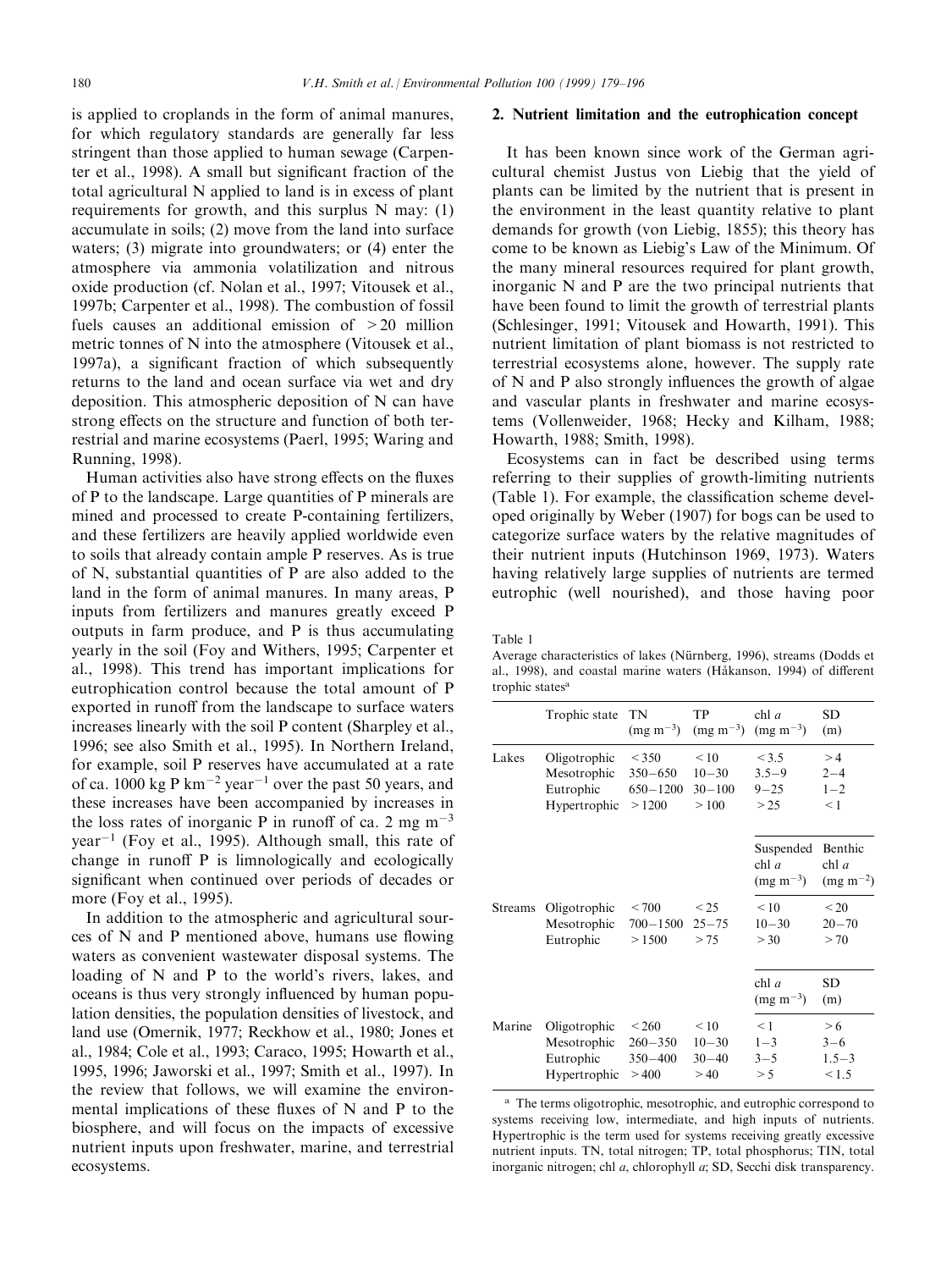is applied to croplands in the form of animal manures, for which regulatory standards are generally far less stringent than those applied to human sewage (Carpenter et al., 1998). A small but significant fraction of the total agricultural N applied to land is in excess of plant requirements for growth, and this surplus N may: (1) accumulate in soils; (2) move from the land into surface waters; (3) migrate into groundwaters; or (4) enter the atmosphere via ammonia volatilization and nitrous oxide production (cf. Nolan et al., 1997; Vitousek et al., 1997b; Carpenter et al., 1998). The combustion of fossil fuels causes an additional emission of >20 million metric tonnes of N into the atmosphere (Vitousek et al., 1997a), a significant fraction of which subsequently returns to the land and ocean surface via wet and dry deposition. This atmospheric deposition of N can have strong effects on the structure and function of both terrestrial and marine ecosystems (Paerl, 1995; Waring and Running, 1998).

Human activities also have strong effects on the fluxes of P to the landscape. Large quantities of P minerals are mined and processed to create P-containing fertilizers, and these fertilizers are heavily applied worldwide even to soils that already contain ample P reserves. As is true of N, substantial quantities of P are also added to the land in the form of animal manures. In many areas, P inputs from fertilizers and manures greatly exceed P outputs in farm produce, and P is thus accumulating yearly in the soil (Foy and Withers, 1995; Carpenter et al., 1998). This trend has important implications for eutrophication control because the total amount of P exported in runoff from the landscape to surface waters increases linearly with the soil P content (Sharpley et al., 1996; see also Smith et al., 1995). In Northern Ireland, for example, soil P reserves have accumulated at a rate of ca. 1000 kg P $km^{-2}$ $year^{-1}$ over the past 50 years, and these increases have been accompanied by increases in the loss rates of inorganic P in runoff of ca. 2 mg $m^{-3}$ $year^{-1}$ (Foy et al., 1995). Although small, this rate of change in runoff P is limnologically and ecologically significant when continued over periods of decades or more (Foy et al., 1995).

In addition to the atmospheric and agricultural sources of N and P mentioned above, humans use flowing waters as convenient wastewater disposal systems. The loading of N and P to the world's rivers, lakes, and oceans is thus very strongly influenced by human population densities, the population densities of livestock, and land use (Omernik, 1977; Reckhow et al., 1980; Jones et al., 1984; Cole et al., 1993; Caraco, 1995; Howarth et al., 1995, 1996; Jaworski et al., 1997; Smith et al., 1997). In the review that follows, we will examine the environmental implications of these fluxes of N and P to the biosphere, and will focus on the impacts of excessive nutrient inputs upon freshwater, marine, and terrestrial ecosystems.

## 2. Nutrient limitation and the eutrophication concept

It has been known since work of the German agricultural chemist Justus von Liebig that the yield of plants can be limited by the nutrient that is present in the environment in the least quantity relative to plant demands for growth (von Liebig, 1855); this theory has come to be known as Liebig's Law of the Minimum. Of the many mineral resources required for plant growth, inorganic N and P are the two principal nutrients that have been found to limit the growth of terrestrial plants (Schlesinger, 1991; Vitousek and Howarth, 1991). This nutrient limitation of plant biomass is not restricted to terrestrial ecosystems alone, however. The supply rate of N and P also strongly influences the growth of algae and vascular plants in freshwater and marine ecosystems (Vollenweider, 1968; Hecky and Kilham, 1988; Howarth, 1988; Smith, 1998).

Ecosystems can in fact be described using terms referring to their supplies of growth-limiting nutrients (Table 1). For example, the classification scheme developed originally by Weber (1907) for bogs can be used to categorize surface waters by the relative magnitudes of their nutrient inputs (Hutchinson 1969, 1973). Waters having relatively large supplies of nutrients are termed eutrophic (well nourished), and those having poor

Table 1
Average characteristics of lakes (Nürnberg, 1996), streams (Dodds et al., 1998), and coastal marine waters (Håkanson, 1994) of different trophic states[a]

| | Trophic state | TN (mg $m^{-3}$) | TP (mg $m^{-3}$) | chl *a* (mg $m^{-3}$) | SD (m) |
|---|---|---|---|---|---|
| Lakes | Oligotrophic | <350 | <10 | <3.5 | >4 |
| | Mesotrophic | 350–650 | 10–30 | 3.5–9 | 2–4 |
| | Eutrophic | 650–1200 | 30–100 | 9–25 | 1–2 |
| | Hypertrophic | >1200 | >100 | >25 | <1 |
| | | | | Suspended chl *a* (mg $m^{-3}$) | Benthic chl *a* (mg $m^{-2}$) |
| Streams | Oligotrophic | <700 | <25 | <10 | <20 |
| | Mesotrophic | 700–1500 | 25–75 | 10–30 | 20–70 |
| | Eutrophic | >1500 | >75 | >30 | >70 |
| | | | | chl *a* (mg $m^{-3}$) | SD (m) |
| Marine | Oligotrophic | <260 | <10 | <1 | >6 |
| | Mesotrophic | 260–350 | 10–30 | 1–3 | 3–6 |
| | Eutrophic | 350–400 | 30–40 | 3–5 | 1.5–3 |
| | Hypertrophic | >400 | >40 | >5 | <1.5 |

[a] The terms oligotrophic, mesotrophic, and eutrophic correspond to systems receiving low, intermediate, and high inputs of nutrients. Hypertrophic is the term used for systems receiving greatly excessive nutrient inputs. TN, total nitrogen; TP, total phosphorus; TIN, total inorganic nitrogen; chl *a*, chlorophyll *a*; SD, Secchi disk transparency.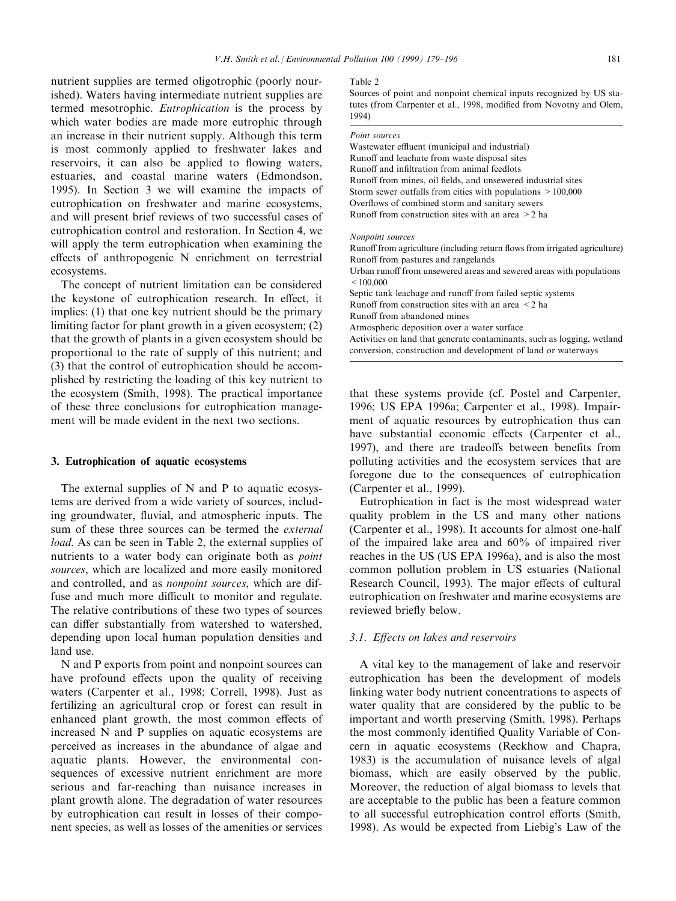nutrient supplies are termed oligotrophic (poorly nourished). Waters having intermediate nutrient supplies are termed mesotrophic. *Eutrophication* is the process by which water bodies are made more eutrophic through an increase in their nutrient supply. Although this term is most commonly applied to freshwater lakes and reservoirs, it can also be applied to flowing waters, estuaries, and coastal marine waters (Edmondson, 1995). In Section 3 we will examine the impacts of eutrophication on freshwater and marine ecosystems, and will present brief reviews of two successful cases of eutrophication control and restoration. In Section 4, we will apply the term eutrophication when examining the effects of anthropogenic N enrichment on terrestrial ecosystems.

The concept of nutrient limitation can be considered the keystone of eutrophication research. In effect, it implies: (1) that one key nutrient should be the primary limiting factor for plant growth in a given ecosystem; (2) that the growth of plants in a given ecosystem should be proportional to the rate of supply of this nutrient; and (3) that the control of eutrophication should be accomplished by restricting the loading of this key nutrient to the ecosystem (Smith, 1998). The practical importance of these three conclusions for eutrophication management will be made evident in the next two sections.

## 3. Eutrophication of aquatic ecosystems

The external supplies of N and P to aquatic ecosystems are derived from a wide variety of sources, including groundwater, fluvial, and atmospheric inputs. The sum of these three sources can be termed the *external load*. As can be seen in Table 2, the external supplies of nutrients to a water body can originate both as *point sources*, which are localized and more easily monitored and controlled, and as *nonpoint sources*, which are diffuse and much more difficult to monitor and regulate. The relative contributions of these two types of sources can differ substantially from watershed to watershed, depending upon local human population densities and land use.

Table 2
Sources of point and nonpoint chemical inputs recognized by US statutes (from Carpenter et al., 1998, modified from Novotny and Olem, 1994)

| |
|---|
| *Point sources* |
| Wastewater effluent (municipal and industrial) |
| Runoff and leachate from waste disposal sites |
| Runoff and infiltration from animal feedlots |
| Runoff from mines, oil fields, and unsewered industrial sites |
| Storm sewer outfalls from cities with populations >100,000 |
| Overflows of combined storm and sanitary sewers |
| Runoff from construction sites with an area >2 ha |
| *Nonpoint sources* |
| Runoff from agriculture (including return flows from irrigated agriculture) |
| Runoff from pastures and rangelands |
| Urban runoff from unsewered areas and sewered areas with populations <100,000 |
| Septic tank leachage and runoff from failed septic systems |
| Runoff from construction sites with an area <2 ha |
| Runoff from abandoned mines |
| Atmospheric deposition over a water surface |
| Activities on land that generate contaminants, such as logging, wetland conversion, construction and development of land or waterways |

N and P exports from point and nonpoint sources can have profound effects upon the quality of receiving waters (Carpenter et al., 1998; Correll, 1998). Just as fertilizing an agricultural crop or forest can result in enhanced plant growth, the most common effects of increased N and P supplies on aquatic ecosystems are perceived as increases in the abundance of algae and aquatic plants. However, the environmental consequences of excessive nutrient enrichment are more serious and far-reaching than nuisance increases in plant growth alone. The degradation of water resources by eutrophication can result in losses of their component species, as well as losses of the amenities or services that these systems provide (cf. Postel and Carpenter, 1996; US EPA 1996a; Carpenter et al., 1998). Impairment of aquatic resources by eutrophication thus can have substantial economic effects (Carpenter et al., 1997), and there are tradeoffs between benefits from polluting activities and the ecosystem services that are foregone due to the consequences of eutrophication (Carpenter et al., 1999).

Eutrophication in fact is the most widespread water quality problem in the US and many other nations (Carpenter et al., 1998). It accounts for almost one-half of the impaired lake area and 60% of impaired river reaches in the US (US EPA 1996a), and is also the most common pollution problem in US estuaries (National Research Council, 1993). The major effects of cultural eutrophication on freshwater and marine ecosystems are reviewed briefly below.

### 3.1. Effects on lakes and reservoirs

A vital key to the management of lake and reservoir eutrophication has been the development of models linking water body nutrient concentrations to aspects of water quality that are considered by the public to be important and worth preserving (Smith, 1998). Perhaps the most commonly identified Quality Variable of Concern in aquatic ecosystems (Reckhow and Chapra, 1983) is the accumulation of nuisance levels of algal biomass, which are easily observed by the public. Moreover, the reduction of algal biomass to levels that are acceptable to the public has been a feature common to all successful eutrophication control efforts (Smith, 1998). As would be expected from Liebig's Law of the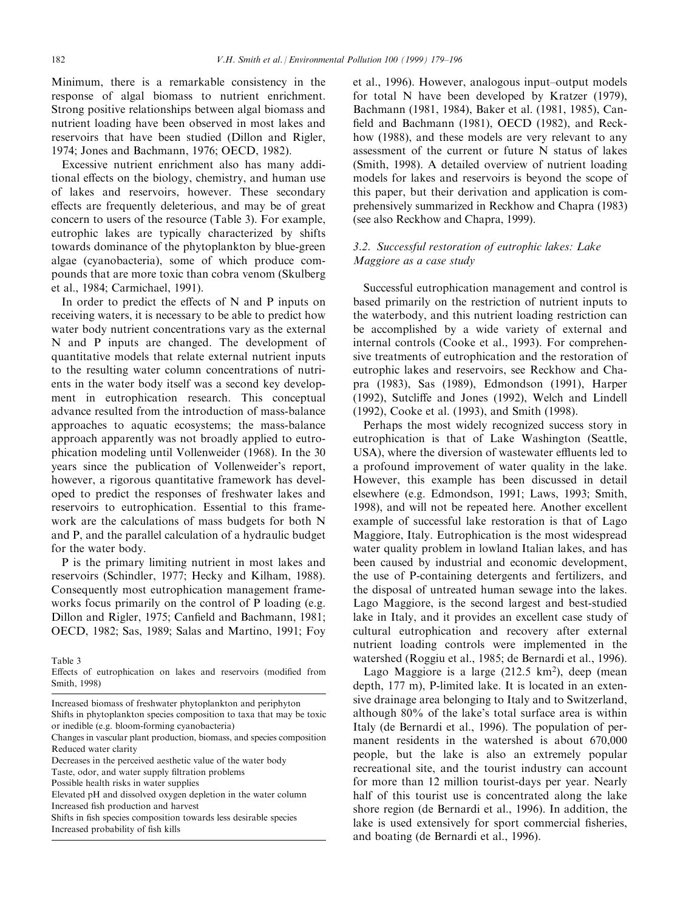Minimum, there is a remarkable consistency in the response of algal biomass to nutrient enrichment. Strong positive relationships between algal biomass and nutrient loading have been observed in most lakes and reservoirs that have been studied (Dillon and Rigler, 1974; Jones and Bachmann, 1976; OECD, 1982).

Excessive nutrient enrichment also has many additional effects on the biology, chemistry, and human use of lakes and reservoirs, however. These secondary effects are frequently deleterious, and may be of great concern to users of the resource (Table 3). For example, eutrophic lakes are typically characterized by shifts towards dominance of the phytoplankton by blue-green algae (cyanobacteria), some of which produce compounds that are more toxic than cobra venom (Skulberg et al., 1984; Carmichael, 1991).

In order to predict the effects of N and P inputs on receiving waters, it is necessary to be able to predict how water body nutrient concentrations vary as the external N and P inputs are changed. The development of quantitative models that relate external nutrient inputs to the resulting water column concentrations of nutrients in the water body itself was a second key development in eutrophication research. This conceptual advance resulted from the introduction of mass-balance approaches to aquatic ecosystems; the mass-balance approach apparently was not broadly applied to eutrophication modeling until Vollenweider (1968). In the 30 years since the publication of Vollenweider's report, however, a rigorous quantitative framework has developed to predict the responses of freshwater lakes and reservoirs to eutrophication. Essential to this framework are the calculations of mass budgets for both N and P, and the parallel calculation of a hydraulic budget for the water body.

P is the primary limiting nutrient in most lakes and reservoirs (Schindler, 1977; Hecky and Kilham, 1988). Consequently most eutrophication management frameworks focus primarily on the control of P loading (e.g. Dillon and Rigler, 1975; Canfield and Bachmann, 1981; OECD, 1982; Sas, 1989; Salas and Martino, 1991; Foy et al., 1996). However, analogous input–output models for total N have been developed by Kratzer (1979), Bachmann (1981, 1984), Baker et al. (1981, 1985), Canfield and Bachmann (1981), OECD (1982), and Reckhow (1988), and these models are very relevant to any assessment of the current or future N status of lakes (Smith, 1998). A detailed overview of nutrient loading models for lakes and reservoirs is beyond the scope of this paper, but their derivation and application is comprehensively summarized in Reckhow and Chapra (1983) (see also Reckhow and Chapra, 1999).

Table 3
Effects of eutrophication on lakes and reservoirs (modified from Smith, 1998)

| |
|---|
| Increased biomass of freshwater phytoplankton and periphyton |
| Shifts in phytoplankton species composition to taxa that may be toxic or inedible (e.g. bloom-forming cyanobacteria) |
| Changes in vascular plant production, biomass, and species composition |
| Reduced water clarity |
| Decreases in the perceived aesthetic value of the water body |
| Taste, odor, and water supply filtration problems |
| Possible health risks in water supplies |
| Elevated pH and dissolved oxygen depletion in the water column |
| Increased fish production and harvest |
| Shifts in fish species composition towards less desirable species |
| Increased probability of fish kills |

### 3.2. Successful restoration of eutrophic lakes: Lake Maggiore as a case study

Successful eutrophication management and control is based primarily on the restriction of nutrient inputs to the waterbody, and this nutrient loading restriction can be accomplished by a wide variety of external and internal controls (Cooke et al., 1993). For comprehensive treatments of eutrophication and the restoration of eutrophic lakes and reservoirs, see Reckhow and Chapra (1983), Sas (1989), Edmondson (1991), Harper (1992), Sutcliffe and Jones (1992), Welch and Lindell (1992), Cooke et al. (1993), and Smith (1998).

Perhaps the most widely recognized success story in eutrophication is that of Lake Washington (Seattle, USA), where the diversion of wastewater effluents led to a profound improvement of water quality in the lake. However, this example has been discussed in detail elsewhere (e.g. Edmondson, 1991; Laws, 1993; Smith, 1998), and will not be repeated here. Another excellent example of successful lake restoration is that of Lago Maggiore, Italy. Eutrophication is the most widespread water quality problem in lowland Italian lakes, and has been caused by industrial and economic development, the use of P-containing detergents and fertilizers, and the disposal of untreated human sewage into the lakes. Lago Maggiore, is the second largest and best-studied lake in Italy, and it provides an excellent case study of cultural eutrophication and recovery after external nutrient loading controls were implemented in the watershed (Roggiu et al., 1985; de Bernardi et al., 1996).

Lago Maggiore is a large (212.5 $km^2$), deep (mean depth, 177 m), P-limited lake. It is located in an extensive drainage area belonging to Italy and to Switzerland, although 80% of the lake's total surface area is within Italy (de Bernardi et al., 1996). The population of permanent residents in the watershed is about 670,000 people, but the lake is also an extremely popular recreational site, and the tourist industry can account for more than 12 million tourist-days per year. Nearly half of this tourist use is concentrated along the lake shore region (de Bernardi et al., 1996). In addition, the lake is used extensively for sport commercial fisheries, and boating (de Bernardi et al., 1996).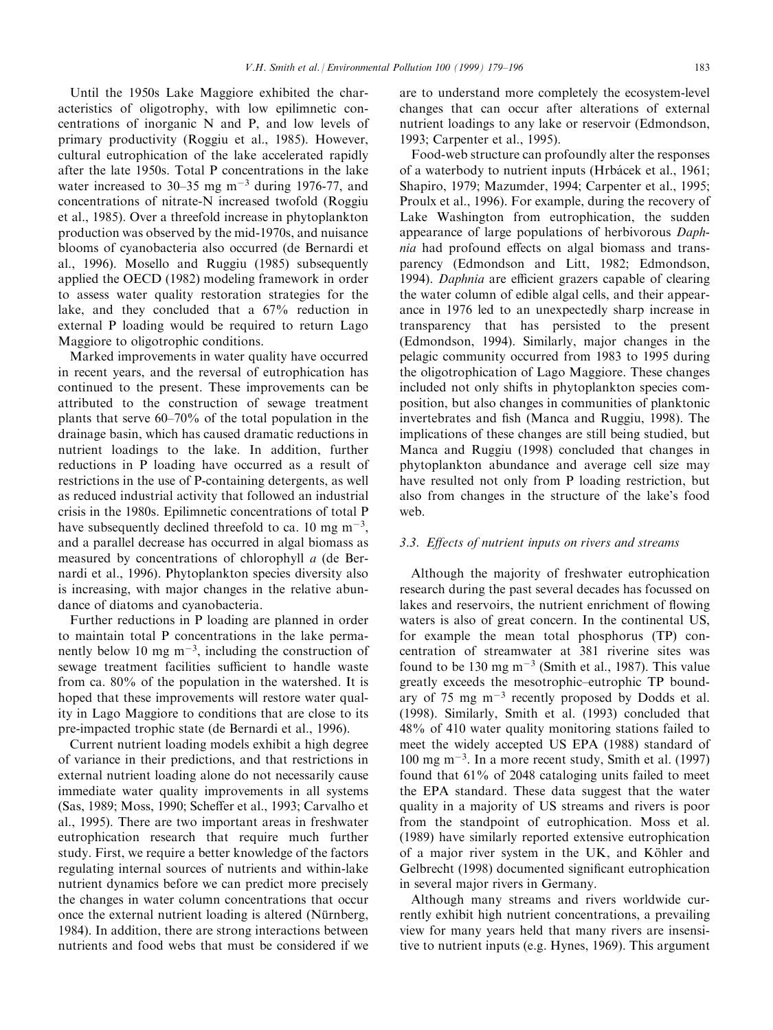Until the 1950s Lake Maggiore exhibited the characteristics of oligotrophy, with low epilimnetic concentrations of inorganic N and P, and low levels of primary productivity (Roggiu et al., 1985). However, cultural eutrophication of the lake accelerated rapidly after the late 1950s. Total P concentrations in the lake water increased to 30–35 mg m$^{-3}$ during 1976-77, and concentrations of nitrate-N increased twofold (Roggiu et al., 1985). Over a threefold increase in phytoplankton production was observed by the mid-1970s, and nuisance blooms of cyanobacteria also occurred (de Bernardi et al., 1996). Mosello and Ruggiu (1985) subsequently applied the OECD (1982) modeling framework in order to assess water quality restoration strategies for the lake, and they concluded that a 67% reduction in external P loading would be required to return Lago Maggiore to oligotrophic conditions.

Marked improvements in water quality have occurred in recent years, and the reversal of eutrophication has continued to the present. These improvements can be attributed to the construction of sewage treatment plants that serve 60–70% of the total population in the drainage basin, which has caused dramatic reductions in nutrient loadings to the lake. In addition, further reductions in P loading have occurred as a result of restrictions in the use of P-containing detergents, as well as reduced industrial activity that followed an industrial crisis in the 1980s. Epilimnetic concentrations of total P have subsequently declined threefold to ca. 10 mg m$^{-3}$, and a parallel decrease has occurred in algal biomass as measured by concentrations of chlorophyll *a* (de Bernardi et al., 1996). Phytoplankton species diversity also is increasing, with major changes in the relative abundance of diatoms and cyanobacteria.

Further reductions in P loading are planned in order to maintain total P concentrations in the lake permanently below 10 mg m$^{-3}$, including the construction of sewage treatment facilities sufficient to handle waste from ca. 80% of the population in the watershed. It is hoped that these improvements will restore water quality in Lago Maggiore to conditions that are close to its pre-impacted trophic state (de Bernardi et al., 1996).

Current nutrient loading models exhibit a high degree of variance in their predictions, and that restrictions in external nutrient loading alone do not necessarily cause immediate water quality improvements in all systems (Sas, 1989; Moss, 1990; Scheffer et al., 1993; Carvalho et al., 1995). There are two important areas in freshwater eutrophication research that require much further study. First, we require a better knowledge of the factors regulating internal sources of nutrients and within-lake nutrient dynamics before we can predict more precisely the changes in water column concentrations that occur once the external nutrient loading is altered (Nürnberg, 1984). In addition, there are strong interactions between nutrients and food webs that must be considered if we are to understand more completely the ecosystem-level changes that can occur after alterations of external nutrient loadings to any lake or reservoir (Edmondson, 1993; Carpenter et al., 1995).

Food-web structure can profoundly alter the responses of a waterbody to nutrient inputs (Hrbácek et al., 1961; Shapiro, 1979; Mazumder, 1994; Carpenter et al., 1995; Proulx et al., 1996). For example, during the recovery of Lake Washington from eutrophication, the sudden appearance of large populations of herbivorous *Daphnia* had profound effects on algal biomass and transparency (Edmondson and Litt, 1982; Edmondson, 1994). *Daphnia* are efficient grazers capable of clearing the water column of edible algal cells, and their appearance in 1976 led to an unexpectedly sharp increase in transparency that has persisted to the present (Edmondson, 1994). Similarly, major changes in the pelagic community occurred from 1983 to 1995 during the oligotrophication of Lago Maggiore. These changes included not only shifts in phytoplankton species composition, but also changes in communities of planktonic invertebrates and fish (Manca and Ruggiu, 1998). The implications of these changes are still being studied, but Manca and Ruggiu (1998) concluded that changes in phytoplankton abundance and average cell size may have resulted not only from P loading restriction, but also from changes in the structure of the lake's food web.

### 3.3. Effects of nutrient inputs on rivers and streams

Although the majority of freshwater eutrophication research during the past several decades has focussed on lakes and reservoirs, the nutrient enrichment of flowing waters is also of great concern. In the continental US, for example the mean total phosphorus (TP) concentration of streamwater at 381 riverine sites was found to be 130 mg m$^{-3}$ (Smith et al., 1987). This value greatly exceeds the mesotrophic–eutrophic TP boundary of 75 mg m$^{-3}$ recently proposed by Dodds et al. (1998). Similarly, Smith et al. (1993) concluded that 48% of 410 water quality monitoring stations failed to meet the widely accepted US EPA (1988) standard of 100 mg m$^{-3}$. In a more recent study, Smith et al. (1997) found that 61% of 2048 cataloging units failed to meet the EPA standard. These data suggest that the water quality in a majority of US streams and rivers is poor from the standpoint of eutrophication. Moss et al. (1989) have similarly reported extensive eutrophication of a major river system in the UK, and Köhler and Gelbrecht (1998) documented significant eutrophication in several major rivers in Germany.

Although many streams and rivers worldwide currently exhibit high nutrient concentrations, a prevailing view for many years held that many rivers are insensitive to nutrient inputs (e.g. Hynes, 1969). This argument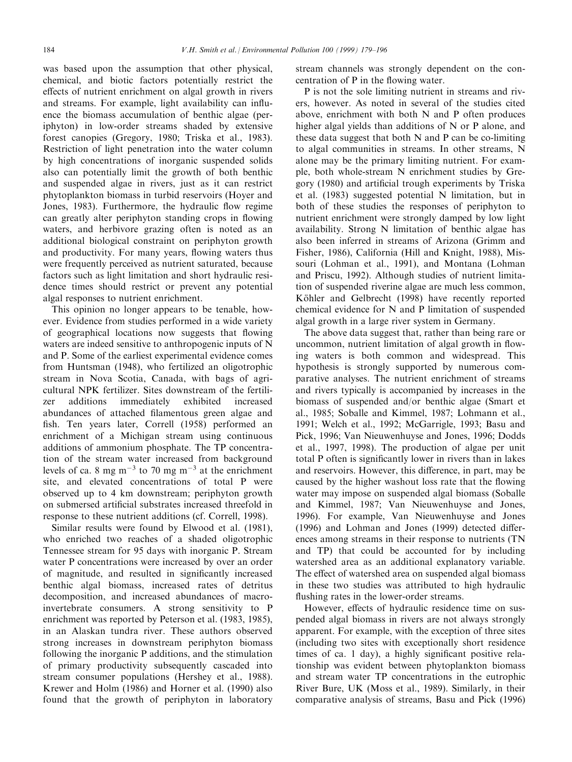was based upon the assumption that other physical, chemical, and biotic factors potentially restrict the effects of nutrient enrichment on algal growth in rivers and streams. For example, light availability can influence the biomass accumulation of benthic algae (periphyton) in low-order streams shaded by extensive forest canopies (Gregory, 1980; Triska et al., 1983). Restriction of light penetration into the water column by high concentrations of inorganic suspended solids also can potentially limit the growth of both benthic and suspended algae in rivers, just as it can restrict phytoplankton biomass in turbid reservoirs (Hoyer and Jones, 1983). Furthermore, the hydraulic flow regime can greatly alter periphyton standing crops in flowing waters, and herbivore grazing often is noted as an additional biological constraint on periphyton growth and productivity. For many years, flowing waters thus were frequently perceived as nutrient saturated, because factors such as light limitation and short hydraulic residence times should restrict or prevent any potential algal responses to nutrient enrichment.

This opinion no longer appears to be tenable, however. Evidence from studies performed in a wide variety of geographical locations now suggests that flowing waters are indeed sensitive to anthropogenic inputs of N and P. Some of the earliest experimental evidence comes from Huntsman (1948), who fertilized an oligotrophic stream in Nova Scotia, Canada, with bags of agricultural NPK fertilizer. Sites downstream of the fertilizer additions immediately exhibited increased abundances of attached filamentous green algae and fish. Ten years later, Correll (1958) performed an enrichment of a Michigan stream using continuous additions of ammonium phosphate. The TP concentration of the stream water increased from background levels of ca. 8 mg $m^{-3}$ to 70 mg $m^{-3}$ at the enrichment site, and elevated concentrations of total P were observed up to 4 km downstream; periphyton growth on submersed artificial substrates increased threefold in response to these nutrient additions (cf. Correll, 1998).

Similar results were found by Elwood et al. (1981), who enriched two reaches of a shaded oligotrophic Tennessee stream for 95 days with inorganic P. Stream water P concentrations were increased by over an order of magnitude, and resulted in significantly increased benthic algal biomass, increased rates of detritus decomposition, and increased abundances of macroinvertebrate consumers. A strong sensitivity to P enrichment was reported by Peterson et al. (1983, 1985), in an Alaskan tundra river. These authors observed strong increases in downstream periphyton biomass following the inorganic P additions, and the stimulation of primary productivity subsequently cascaded into stream consumer populations (Hershey et al., 1988). Krewer and Holm (1986) and Horner et al. (1990) also found that the growth of periphyton in laboratory stream channels was strongly dependent on the concentration of P in the flowing water.

P is not the sole limiting nutrient in streams and rivers, however. As noted in several of the studies cited above, enrichment with both N and P often produces higher algal yields than additions of N or P alone, and these data suggest that both N and P can be co-limiting to algal communities in streams. In other streams, N alone may be the primary limiting nutrient. For example, both whole-stream N enrichment studies by Gregory (1980) and artificial trough experiments by Triska et al. (1983) suggested potential N limitation, but in both of these studies the responses of periphyton to nutrient enrichment were strongly damped by low light availability. Strong N limitation of benthic algae has also been inferred in streams of Arizona (Grimm and Fisher, 1986), California (Hill and Knight, 1988), Missouri (Lohman et al., 1991), and Montana (Lohman and Priscu, 1992). Although studies of nutrient limitation of suspended riverine algae are much less common, Köhler and Gelbrecht (1998) have recently reported chemical evidence for N and P limitation of suspended algal growth in a large river system in Germany.

The above data suggest that, rather than being rare or uncommon, nutrient limitation of algal growth in flowing waters is both common and widespread. This hypothesis is strongly supported by numerous comparative analyses. The nutrient enrichment of streams and rivers typically is accompanied by increases in the biomass of suspended and/or benthic algae (Smart et al., 1985; Soballe and Kimmel, 1987; Lohmann et al., 1991; Welch et al., 1992; McGarrigle, 1993; Basu and Pick, 1996; Van Nieuwenhuyse and Jones, 1996; Dodds et al., 1997, 1998). The production of algae per unit total P often is significantly lower in rivers than in lakes and reservoirs. However, this difference, in part, may be caused by the higher washout loss rate that the flowing water may impose on suspended algal biomass (Soballe and Kimmel, 1987; Van Nieuwenhuyse and Jones, 1996). For example, Van Nieuwenhuyse and Jones (1996) and Lohman and Jones (1999) detected differences among streams in their response to nutrients (TN and TP) that could be accounted for by including watershed area as an additional explanatory variable. The effect of watershed area on suspended algal biomass in these two studies was attributed to high hydraulic flushing rates in the lower-order streams.

However, effects of hydraulic residence time on suspended algal biomass in rivers are not always strongly apparent. For example, with the exception of three sites (including two sites with exceptionally short residence times of ca. 1 day), a highly significant positive relationship was evident between phytoplankton biomass and stream water TP concentrations in the eutrophic River Bure, UK (Moss et al., 1989). Similarly, in their comparative analysis of streams, Basu and Pick (1996)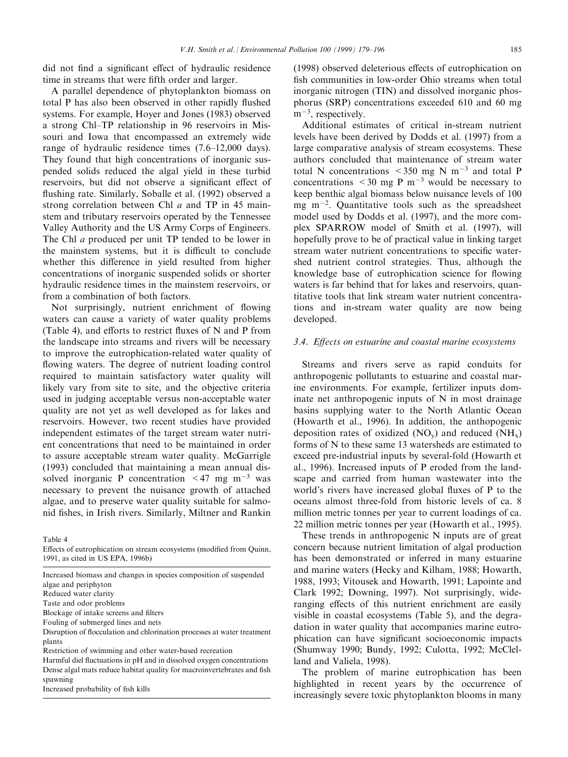did not find a significant effect of hydraulic residence time in streams that were fifth order and larger.

A parallel dependence of phytoplankton biomass on total P has also been observed in other rapidly flushed systems. For example, Hoyer and Jones (1983) observed a strong Chl–TP relationship in 96 reservoirs in Missouri and Iowa that encompassed an extremely wide range of hydraulic residence times (7.6–12,000 days). They found that high concentrations of inorganic suspended solids reduced the algal yield in these turbid reservoirs, but did not observe a significant effect of flushing rate. Similarly, Soballe et al. (1992) observed a strong correlation between Chl *a* and TP in 45 mainstem and tributary reservoirs operated by the Tennessee Valley Authority and the US Army Corps of Engineers. The Chl *a* produced per unit TP tended to be lower in the mainstem systems, but it is difficult to conclude whether this difference in yield resulted from higher concentrations of inorganic suspended solids or shorter hydraulic residence times in the mainstem reservoirs, or from a combination of both factors.

Not surprisingly, nutrient enrichment of flowing waters can cause a variety of water quality problems (Table 4), and efforts to restrict fluxes of N and P from the landscape into streams and rivers will be necessary to improve the eutrophication-related water quality of flowing waters. The degree of nutrient loading control required to maintain satisfactory water quality will likely vary from site to site, and the objective criteria used in judging acceptable versus non-acceptable water quality are not yet as well developed as for lakes and reservoirs. However, two recent studies have provided independent estimates of the target stream water nutrient concentrations that need to be maintained in order to assure acceptable stream water quality. McGarrigle (1993) concluded that maintaining a mean annual dissolved inorganic P concentration $<47$ mg $m^{-3}$ was necessary to prevent the nuisance growth of attached algae, and to preserve water quality suitable for salmonid fishes, in Irish rivers. Similarly, Miltner and Rankin (1998) observed deleterious effects of eutrophication on fish communities in low-order Ohio streams when total inorganic nitrogen (TIN) and dissolved inorganic phosphorus (SRP) concentrations exceeded 610 and 60 mg $m^{-3}$, respectively.

Table 4
Effects of eutrophication on stream ecosystems (modified from Quinn, 1991, as cited in US EPA, 1996b)

| |
|---|
| Increased biomass and changes in species composition of suspended algae and periphyton |
| Reduced water clarity |
| Taste and odor problems |
| Blockage of intake screens and filters |
| Fouling of submerged lines and nets |
| Disruption of flocculation and chlorination processes at water treatment plants |
| Restriction of swimming and other water-based recreation |
| Harmful diel fluctuations in pH and in dissolved oxygen concentrations |
| Dense algal mats reduce habitat quality for macroinvertebrates and fish spawning |
| Increased probability of fish kills |

Additional estimates of critical in-stream nutrient levels have been derived by Dodds et al. (1997) from a large comparative analysis of stream ecosystems. These authors concluded that maintenance of stream water total N concentrations $<350$ mg N $m^{-3}$ and total P concentrations $<30$ mg P $m^{-3}$ would be necessary to keep benthic algal biomass below nuisance levels of 100 mg $m^{-2}$. Quantitative tools such as the spreadsheet model used by Dodds et al. (1997), and the more complex SPARROW model of Smith et al. (1997), will hopefully prove to be of practical value in linking target stream water nutrient concentrations to specific watershed nutrient control strategies. Thus, although the knowledge base of eutrophication science for flowing waters is far behind that for lakes and reservoirs, quantitative tools that link stream water nutrient concentrations and in-stream water quality are now being developed.

### 3.4. Effects on estuarine and coastal marine ecosystems

Streams and rivers serve as rapid conduits for anthropogenic pollutants to estuarine and coastal marine environments. For example, fertilizer inputs dominate net anthropogenic inputs of N in most drainage basins supplying water to the North Atlantic Ocean (Howarth et al., 1996). In addition, the anthopogenic deposition rates of oxidized ($NO_y$) and reduced ($NH_x$) forms of N to these same 13 watersheds are estimated to exceed pre-industrial inputs by several-fold (Howarth et al., 1996). Increased inputs of P eroded from the landscape and carried from human wastewater into the world's rivers have increased global fluxes of P to the oceans almost three-fold from historic levels of ca. 8 million metric tonnes per year to current loadings of ca. 22 million metric tonnes per year (Howarth et al., 1995).

These trends in anthropogenic N inputs are of great concern because nutrient limitation of algal production has been demonstrated or inferred in many estuarine and marine waters (Hecky and Kilham, 1988; Howarth, 1988, 1993; Vitousek and Howarth, 1991; Lapointe and Clark 1992; Downing, 1997). Not surprisingly, wide-ranging effects of this nutrient enrichment are easily visible in coastal ecosystems (Table 5), and the degradation in water quality that accompanies marine eutrophication can have significant socioeconomic impacts (Shumway 1990; Bundy, 1992; Culotta, 1992; McClelland and Valiela, 1998).

The problem of marine eutrophication has been highlighted in recent years by the occurrence of increasingly severe toxic phytoplankton blooms in many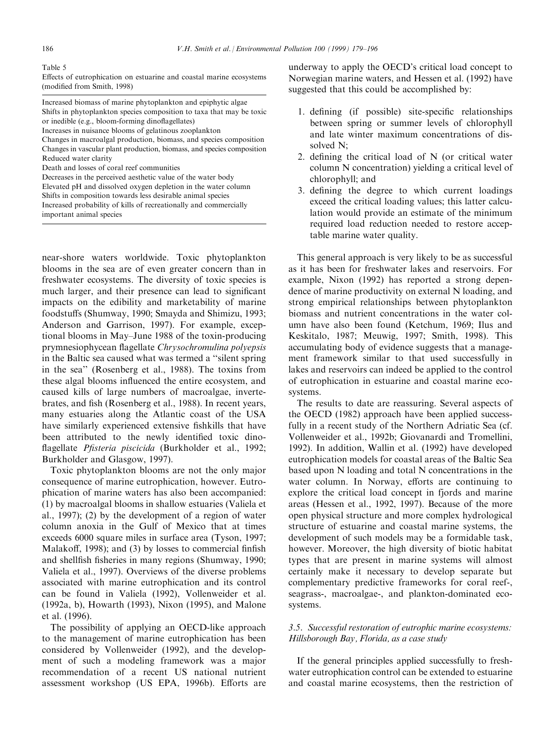Table 5
Effects of eutrophication on estuarine and coastal marine ecosystems (modified from Smith, 1998)

| |
|---|
| Increased biomass of marine phytoplankton and epiphytic algae |
| Shifts in phytoplankton species composition to taxa that may be toxic or inedible (e.g., bloom-forming dinoflagellates) |
| Increases in nuisance blooms of gelatinous zooplankton |
| Changes in macroalgal production, biomass, and species composition |
| Changes in vascular plant production, biomass, and species composition |
| Reduced water clarity |
| Death and losses of coral reef communities |
| Decreases in the perceived aesthetic value of the water body |
| Elevated pH and dissolved oxygen depletion in the water column |
| Shifts in composition towards less desirable animal species |
| Increased probability of kills of recreationally and commercially important animal species |

near-shore waters worldwide. Toxic phytoplankton blooms in the sea are of even greater concern than in freshwater ecosystems. The diversity of toxic species is much larger, and their presence can lead to significant impacts on the edibility and marketability of marine foodstuffs (Shumway, 1990; Smayda and Shimizu, 1993; Anderson and Garrison, 1997). For example, exceptional blooms in May–June 1988 of the toxin-producing prymnesiophycean flagellate *Chrysochromulina polyepsis* in the Baltic sea caused what was termed a "silent spring in the sea" (Rosenberg et al., 1988). The toxins from these algal blooms influenced the entire ecosystem, and caused kills of large numbers of macroalgae, invertebrates, and fish (Rosenberg et al., 1988). In recent years, many estuaries along the Atlantic coast of the USA have similarly experienced extensive fishkills that have been attributed to the newly identified toxic dinoflagellate *Pfisteria piscicida* (Burkholder et al., 1992; Burkholder and Glasgow, 1997).

Toxic phytoplankton blooms are not the only major consequence of marine eutrophication, however. Eutrophication of marine waters has also been accompanied: (1) by macroalgal blooms in shallow estuaries (Valiela et al., 1997); (2) by the development of a region of water column anoxia in the Gulf of Mexico that at times exceeds 6000 square miles in surface area (Tyson, 1997; Malakoff, 1998); and (3) by losses to commercial finfish and shellfish fisheries in many regions (Shumway, 1990; Valiela et al., 1997). Overviews of the diverse problems associated with marine eutrophication and its control can be found in Valiela (1992), Vollenweider et al. (1992a, b), Howarth (1993), Nixon (1995), and Malone et al. (1996).

The possibility of applying an OECD-like approach to the management of marine eutrophication has been considered by Vollenweider (1992), and the development of such a modeling framework was a major recommendation of a recent US national nutrient assessment workshop (US EPA, 1996b). Efforts are underway to apply the OECD's critical load concept to Norwegian marine waters, and Hessen et al. (1992) have suggested that this could be accomplished by:

1. defining (if possible) site-specific relationships between spring or summer levels of chlorophyll and late winter maximum concentrations of dissolved N;
2. defining the critical load of N (or critical water column N concentration) yielding a critical level of chlorophyll; and
3. defining the degree to which current loadings exceed the critical loading values; this latter calculation would provide an estimate of the minimum required load reduction needed to restore acceptable marine water quality.

This general approach is very likely to be as successful as it has been for freshwater lakes and reservoirs. For example, Nixon (1992) has reported a strong dependence of marine productivity on external N loading, and strong empirical relationships between phytoplankton biomass and nutrient concentrations in the water column have also been found (Ketchum, 1969; Ilus and Keskitalo, 1987; Meuwig, 1997; Smith, 1998). This accumulating body of evidence suggests that a management framework similar to that used successfully in lakes and reservoirs can indeed be applied to the control of eutrophication in estuarine and coastal marine ecosystems.

The results to date are reassuring. Several aspects of the OECD (1982) approach have been applied successfully in a recent study of the Northern Adriatic Sea (cf. Vollenweider et al., 1992b; Giovanardi and Tromellini, 1992). In addition, Wallin et al. (1992) have developed eutrophication models for coastal areas of the Baltic Sea based upon N loading and total N concentrations in the water column. In Norway, efforts are continuing to explore the critical load concept in fjords and marine areas (Hessen et al., 1992, 1997). Because of the more open physical structure and more complex hydrological structure of estuarine and coastal marine systems, the development of such models may be a formidable task, however. Moreover, the high diversity of biotic habitat types that are present in marine systems will almost certainly make it necessary to develop separate but complementary predictive frameworks for coral reef-, seagrass-, macroalgae-, and plankton-dominated ecosystems.

### 3.5. *Successful restoration of eutrophic marine ecosystems: Hillsborough Bay, Florida, as a case study*

If the general principles applied successfully to freshwater eutrophication control can be extended to estuarine and coastal marine ecosystems, then the restriction of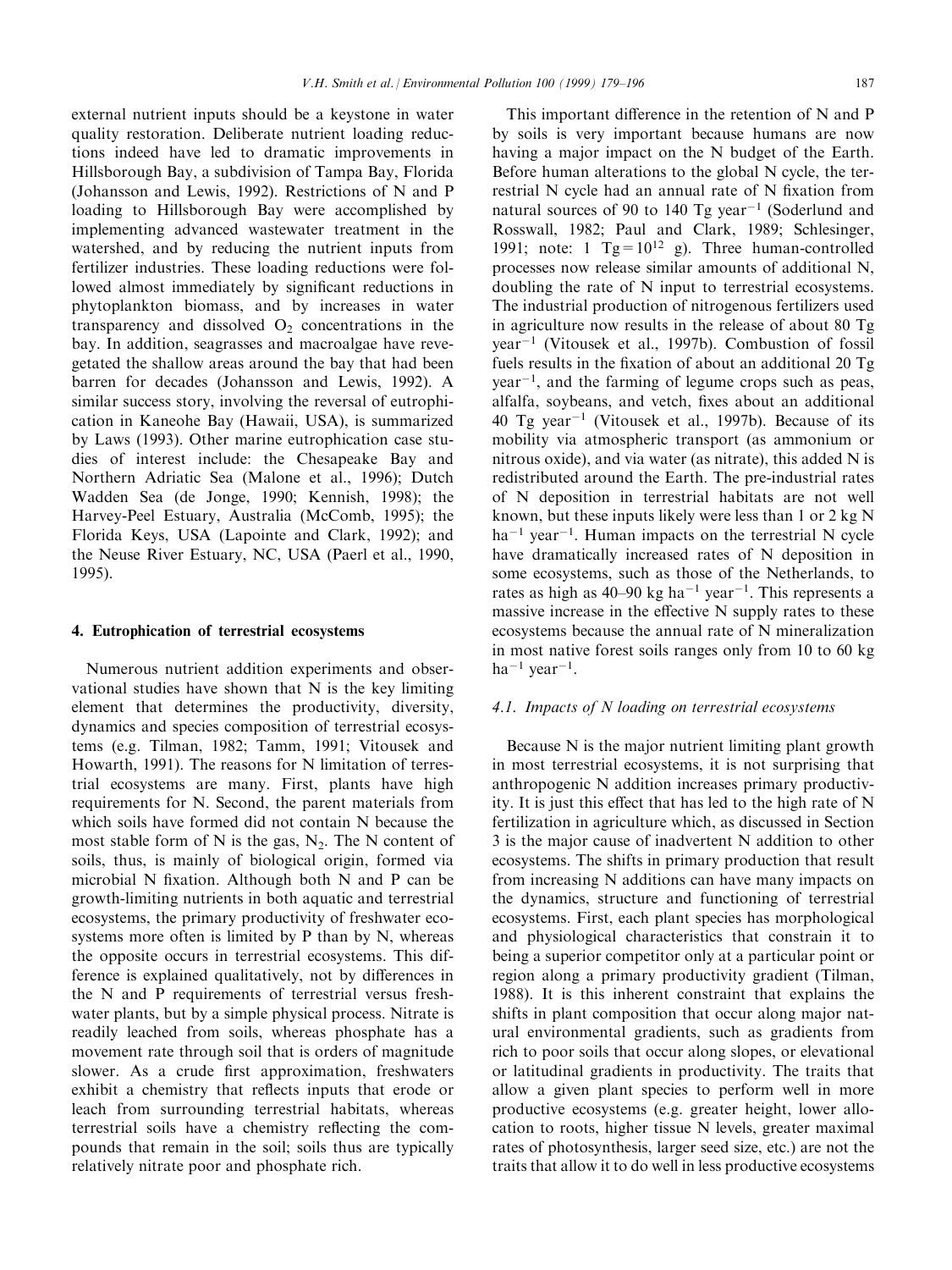external nutrient inputs should be a keystone in water quality restoration. Deliberate nutrient loading reductions indeed have led to dramatic improvements in Hillsborough Bay, a subdivision of Tampa Bay, Florida (Johansson and Lewis, 1992). Restrictions of N and P loading to Hillsborough Bay were accomplished by implementing advanced wastewater treatment in the watershed, and by reducing the nutrient inputs from fertilizer industries. These loading reductions were followed almost immediately by significant reductions in phytoplankton biomass, and by increases in water transparency and dissolved $O_2$ concentrations in the bay. In addition, seagrasses and macroalgae have revegetated the shallow areas around the bay that had been barren for decades (Johansson and Lewis, 1992). A similar success story, involving the reversal of eutrophication in Kaneohe Bay (Hawaii, USA), is summarized by Laws (1993). Other marine eutrophication case studies of interest include: the Chesapeake Bay and Northern Adriatic Sea (Malone et al., 1996); Dutch Wadden Sea (de Jonge, 1990; Kennish, 1998); the Harvey-Peel Estuary, Australia (McComb, 1995); the Florida Keys, USA (Lapointe and Clark, 1992); and the Neuse River Estuary, NC, USA (Paerl et al., 1990, 1995).

## 4. Eutrophication of terrestrial ecosystems

Numerous nutrient addition experiments and observational studies have shown that N is the key limiting element that determines the productivity, diversity, dynamics and species composition of terrestrial ecosystems (e.g. Tilman, 1982; Tamm, 1991; Vitousek and Howarth, 1991). The reasons for N limitation of terrestrial ecosystems are many. First, plants have high requirements for N. Second, the parent materials from which soils have formed did not contain N because the most stable form of N is the gas, $N_2$. The N content of soils, thus, is mainly of biological origin, formed via microbial N fixation. Although both N and P can be growth-limiting nutrients in both aquatic and terrestrial ecosystems, the primary productivity of freshwater ecosystems more often is limited by P than by N, whereas the opposite occurs in terrestrial ecosystems. This difference is explained qualitatively, not by differences in the N and P requirements of terrestrial versus freshwater plants, but by a simple physical process. Nitrate is readily leached from soils, whereas phosphate has a movement rate through soil that is orders of magnitude slower. As a crude first approximation, freshwaters exhibit a chemistry that reflects inputs that erode or leach from surrounding terrestrial habitats, whereas terrestrial soils have a chemistry reflecting the compounds that remain in the soil; soils thus are typically relatively nitrate poor and phosphate rich.

This important difference in the retention of N and P by soils is very important because humans are now having a major impact on the N budget of the Earth. Before human alterations to the global N cycle, the terrestrial N cycle had an annual rate of N fixation from natural sources of 90 to 140 Tg year$^{-1}$ (Soderlund and Rosswall, 1982; Paul and Clark, 1989; Schlesinger, 1991; note: 1 Tg$=10^{12}$ g). Three human-controlled processes now release similar amounts of additional N, doubling the rate of N input to terrestrial ecosystems. The industrial production of nitrogenous fertilizers used in agriculture now results in the release of about 80 Tg year$^{-1}$ (Vitousek et al., 1997b). Combustion of fossil fuels results in the fixation of about an additional 20 Tg year$^{-1}$, and the farming of legume crops such as peas, alfalfa, soybeans, and vetch, fixes about an additional 40 Tg year$^{-1}$ (Vitousek et al., 1997b). Because of its mobility via atmospheric transport (as ammonium or nitrous oxide), and via water (as nitrate), this added N is redistributed around the Earth. The pre-industrial rates of N deposition in terrestrial habitats are not well known, but these inputs likely were less than 1 or 2 kg N ha$^{-1}$ year$^{-1}$. Human impacts on the terrestrial N cycle have dramatically increased rates of N deposition in some ecosystems, such as those of the Netherlands, to rates as high as 40–90 kg ha$^{-1}$ year$^{-1}$. This represents a massive increase in the effective N supply rates to these ecosystems because the annual rate of N mineralization in most native forest soils ranges only from 10 to 60 kg ha$^{-1}$ year$^{-1}$.

### 4.1. Impacts of N loading on terrestrial ecosystems

Because N is the major nutrient limiting plant growth in most terrestrial ecosystems, it is not surprising that anthropogenic N addition increases primary productivity. It is just this effect that has led to the high rate of N fertilization in agriculture which, as discussed in Section 3 is the major cause of inadvertent N addition to other ecosystems. The shifts in primary production that result from increasing N additions can have many impacts on the dynamics, structure and functioning of terrestrial ecosystems. First, each plant species has morphological and physiological characteristics that constrain it to being a superior competitor only at a particular point or region along a primary productivity gradient (Tilman, 1988). It is this inherent constraint that explains the shifts in plant composition that occur along major natural environmental gradients, such as gradients from rich to poor soils that occur along slopes, or elevational or latitudinal gradients in productivity. The traits that allow a given plant species to perform well in more productive ecosystems (e.g. greater height, lower allocation to roots, higher tissue N levels, greater maximal rates of photosynthesis, larger seed size, etc.) are not the traits that allow it to do well in less productive ecosystems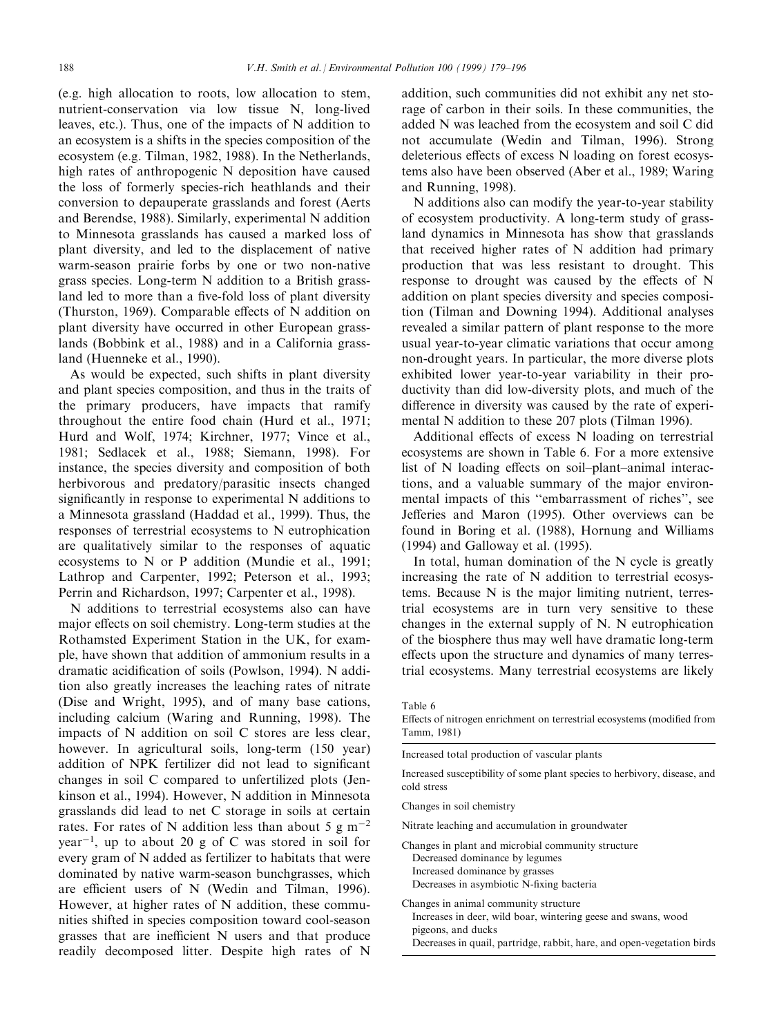(e.g. high allocation to roots, low allocation to stem, nutrient-conservation via low tissue N, long-lived leaves, etc.). Thus, one of the impacts of N addition to an ecosystem is a shifts in the species composition of the ecosystem (e.g. Tilman, 1982, 1988). In the Netherlands, high rates of anthropogenic N deposition have caused the loss of formerly species-rich heathlands and their conversion to depauperate grasslands and forest (Aerts and Berendse, 1988). Similarly, experimental N addition to Minnesota grasslands has caused a marked loss of plant diversity, and led to the displacement of native warm-season prairie forbs by one or two non-native grass species. Long-term N addition to a British grassland led to more than a five-fold loss of plant diversity (Thurston, 1969). Comparable effects of N addition on plant diversity have occurred in other European grasslands (Bobbink et al., 1988) and in a California grassland (Huenneke et al., 1990).

As would be expected, such shifts in plant diversity and plant species composition, and thus in the traits of the primary producers, have impacts that ramify throughout the entire food chain (Hurd et al., 1971; Hurd and Wolf, 1974; Kirchner, 1977; Vince et al., 1981; Sedlacek et al., 1988; Siemann, 1998). For instance, the species diversity and composition of both herbivorous and predatory/parasitic insects changed significantly in response to experimental N additions to a Minnesota grassland (Haddad et al., 1999). Thus, the responses of terrestrial ecosystems to N eutrophication are qualitatively similar to the responses of aquatic ecosystems to N or P addition (Mundie et al., 1991; Lathrop and Carpenter, 1992; Peterson et al., 1993; Perrin and Richardson, 1997; Carpenter et al., 1998).

N additions to terrestrial ecosystems also can have major effects on soil chemistry. Long-term studies at the Rothamsted Experiment Station in the UK, for example, have shown that addition of ammonium results in a dramatic acidification of soils (Powlson, 1994). N addition also greatly increases the leaching rates of nitrate (Dise and Wright, 1995), and of many base cations, including calcium (Waring and Running, 1998). The impacts of N addition on soil C stores are less clear, however. In agricultural soils, long-term (150 year) addition of NPK fertilizer did not lead to significant changes in soil C compared to unfertilized plots (Jenkinson et al., 1994). However, N addition in Minnesota grasslands did lead to net C storage in soils at certain rates. For rates of N addition less than about 5 g $m^{-2}$ $year^{-1}$, up to about 20 g of C was stored in soil for every gram of N added as fertilizer to habitats that were dominated by native warm-season bunchgrasses, which are efficient users of N (Wedin and Tilman, 1996). However, at higher rates of N addition, these communities shifted in species composition toward cool-season grasses that are inefficient N users and that produce readily decomposed litter. Despite high rates of N addition, such communities did not exhibit any net storage of carbon in their soils. In these communities, the added N was leached from the ecosystem and soil C did not accumulate (Wedin and Tilman, 1996). Strong deleterious effects of excess N loading on forest ecosystems also have been observed (Aber et al., 1989; Waring and Running, 1998).

N additions also can modify the year-to-year stability of ecosystem productivity. A long-term study of grassland dynamics in Minnesota has show that grasslands that received higher rates of N addition had primary production that was less resistant to drought. This response to drought was caused by the effects of N addition on plant species diversity and species composition (Tilman and Downing 1994). Additional analyses revealed a similar pattern of plant response to the more usual year-to-year climatic variations that occur among non-drought years. In particular, the more diverse plots exhibited lower year-to-year variability in their productivity than did low-diversity plots, and much of the difference in diversity was caused by the rate of experimental N addition to these 207 plots (Tilman 1996).

Additional effects of excess N loading on terrestrial ecosystems are shown in Table 6. For a more extensive list of N loading effects on soil–plant–animal interactions, and a valuable summary of the major environmental impacts of this "embarrassment of riches", see Jefferies and Maron (1995). Other overviews can be found in Boring et al. (1988), Hornung and Williams (1994) and Galloway et al. (1995).

In total, human domination of the N cycle is greatly increasing the rate of N addition to terrestrial ecosystems. Because N is the major limiting nutrient, terrestrial ecosystems are in turn very sensitive to these changes in the external supply of N. N eutrophication of the biosphere thus may well have dramatic long-term effects upon the structure and dynamics of many terrestrial ecosystems. Many terrestrial ecosystems are likely

Table 6
Effects of nitrogen enrichment on terrestrial ecosystems (modified from Tamm, 1981)

| |
|---|
| Increased total production of vascular plants |
| Increased susceptibility of some plant species to herbivory, disease, and cold stress |
| Changes in soil chemistry |
| Nitrate leaching and accumulation in groundwater |
| Changes in plant and microbial community structure |
| Decreased dominance by legumes |
| Increased dominance by grasses |
| Decreases in asymbiotic N-fixing bacteria |
| Changes in animal community structure |
| Increases in deer, wild boar, wintering geese and swans, wood pigeons, and ducks |
| Decreases in quail, partridge, rabbit, hare, and open-vegetation birds |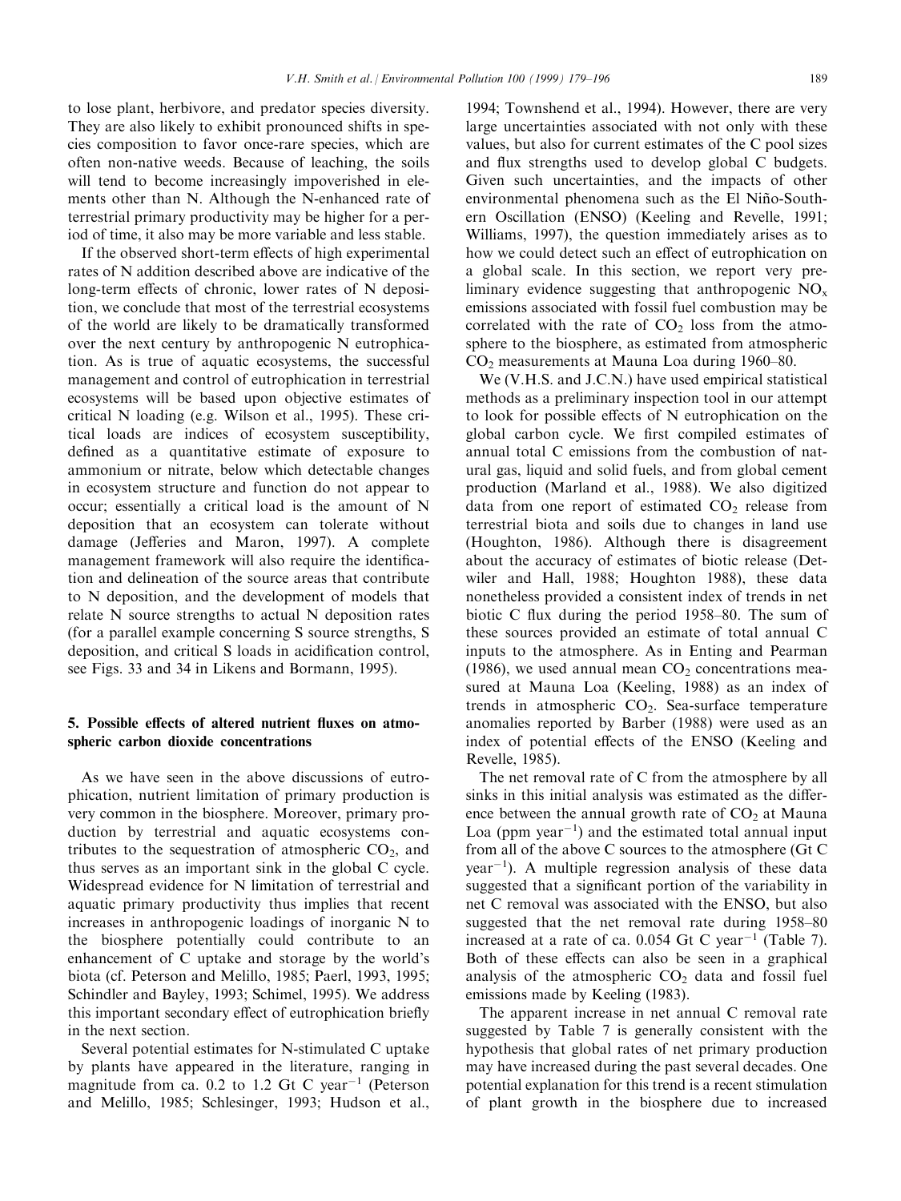to lose plant, herbivore, and predator species diversity. They are also likely to exhibit pronounced shifts in species composition to favor once-rare species, which are often non-native weeds. Because of leaching, the soils will tend to become increasingly impoverished in elements other than N. Although the N-enhanced rate of terrestrial primary productivity may be higher for a period of time, it also may be more variable and less stable.

If the observed short-term effects of high experimental rates of N addition described above are indicative of the long-term effects of chronic, lower rates of N deposition, we conclude that most of the terrestrial ecosystems of the world are likely to be dramatically transformed over the next century by anthropogenic N eutrophication. As is true of aquatic ecosystems, the successful management and control of eutrophication in terrestrial ecosystems will be based upon objective estimates of critical N loading (e.g. Wilson et al., 1995). These critical loads are indices of ecosystem susceptibility, defined as a quantitative estimate of exposure to ammonium or nitrate, below which detectable changes in ecosystem structure and function do not appear to occur; essentially a critical load is the amount of N deposition that an ecosystem can tolerate without damage (Jefferies and Maron, 1997). A complete management framework will also require the identification and delineation of the source areas that contribute to N deposition, and the development of models that relate N source strengths to actual N deposition rates (for a parallel example concerning S source strengths, S deposition, and critical S loads in acidification control, see Figs. 33 and 34 in Likens and Bormann, 1995).

## 5. Possible effects of altered nutrient fluxes on atmospheric carbon dioxide concentrations

As we have seen in the above discussions of eutrophication, nutrient limitation of primary production is very common in the biosphere. Moreover, primary production by terrestrial and aquatic ecosystems contributes to the sequestration of atmospheric $CO_2$, and thus serves as an important sink in the global C cycle. Widespread evidence for N limitation of terrestrial and aquatic primary productivity thus implies that recent increases in anthropogenic loadings of inorganic N to the biosphere potentially could contribute to an enhancement of C uptake and storage by the world's biota (cf. Peterson and Melillo, 1985; Paerl, 1993, 1995; Schindler and Bayley, 1993; Schimel, 1995). We address this important secondary effect of eutrophication briefly in the next section.

Several potential estimates for N-stimulated C uptake by plants have appeared in the literature, ranging in magnitude from ca. 0.2 to 1.2 Gt C year$^{-1}$ (Peterson and Melillo, 1985; Schlesinger, 1993; Hudson et al., 1994; Townshend et al., 1994). However, there are very large uncertainties associated with not only with these values, but also for current estimates of the C pool sizes and flux strengths used to develop global C budgets. Given such uncertainties, and the impacts of other environmental phenomena such as the El Niño-Southern Oscillation (ENSO) (Keeling and Revelle, 1991; Williams, 1997), the question immediately arises as to how we could detect such an effect of eutrophication on a global scale. In this section, we report very preliminary evidence suggesting that anthropogenic $NO_x$ emissions associated with fossil fuel combustion may be correlated with the rate of $CO_2$ loss from the atmosphere to the biosphere, as estimated from atmospheric $CO_2$ measurements at Mauna Loa during 1960–80.

We (V.H.S. and J.C.N.) have used empirical statistical methods as a preliminary inspection tool in our attempt to look for possible effects of N eutrophication on the global carbon cycle. We first compiled estimates of annual total C emissions from the combustion of natural gas, liquid and solid fuels, and from global cement production (Marland et al., 1988). We also digitized data from one report of estimated $CO_2$ release from terrestrial biota and soils due to changes in land use (Houghton, 1986). Although there is disagreement about the accuracy of estimates of biotic release (Detwiler and Hall, 1988; Houghton 1988), these data nonetheless provided a consistent index of trends in net biotic C flux during the period 1958–80. The sum of these sources provided an estimate of total annual C inputs to the atmosphere. As in Enting and Pearman (1986), we used annual mean $CO_2$ concentrations measured at Mauna Loa (Keeling, 1988) as an index of trends in atmospheric $CO_2$. Sea-surface temperature anomalies reported by Barber (1988) were used as an index of potential effects of the ENSO (Keeling and Revelle, 1985).

The net removal rate of C from the atmosphere by all sinks in this initial analysis was estimated as the difference between the annual growth rate of $CO_2$ at Mauna Loa (ppm year$^{-1}$) and the estimated total annual input from all of the above C sources to the atmosphere (Gt C year$^{-1}$). A multiple regression analysis of these data suggested that a significant portion of the variability in net C removal was associated with the ENSO, but also suggested that the net removal rate during 1958–80 increased at a rate of ca. 0.054 Gt C year$^{-1}$ (Table 7). Both of these effects can also be seen in a graphical analysis of the atmospheric $CO_2$ data and fossil fuel emissions made by Keeling (1983).

The apparent increase in net annual C removal rate suggested by Table 7 is generally consistent with the hypothesis that global rates of net primary production may have increased during the past several decades. One potential explanation for this trend is a recent stimulation of plant growth in the biosphere due to increased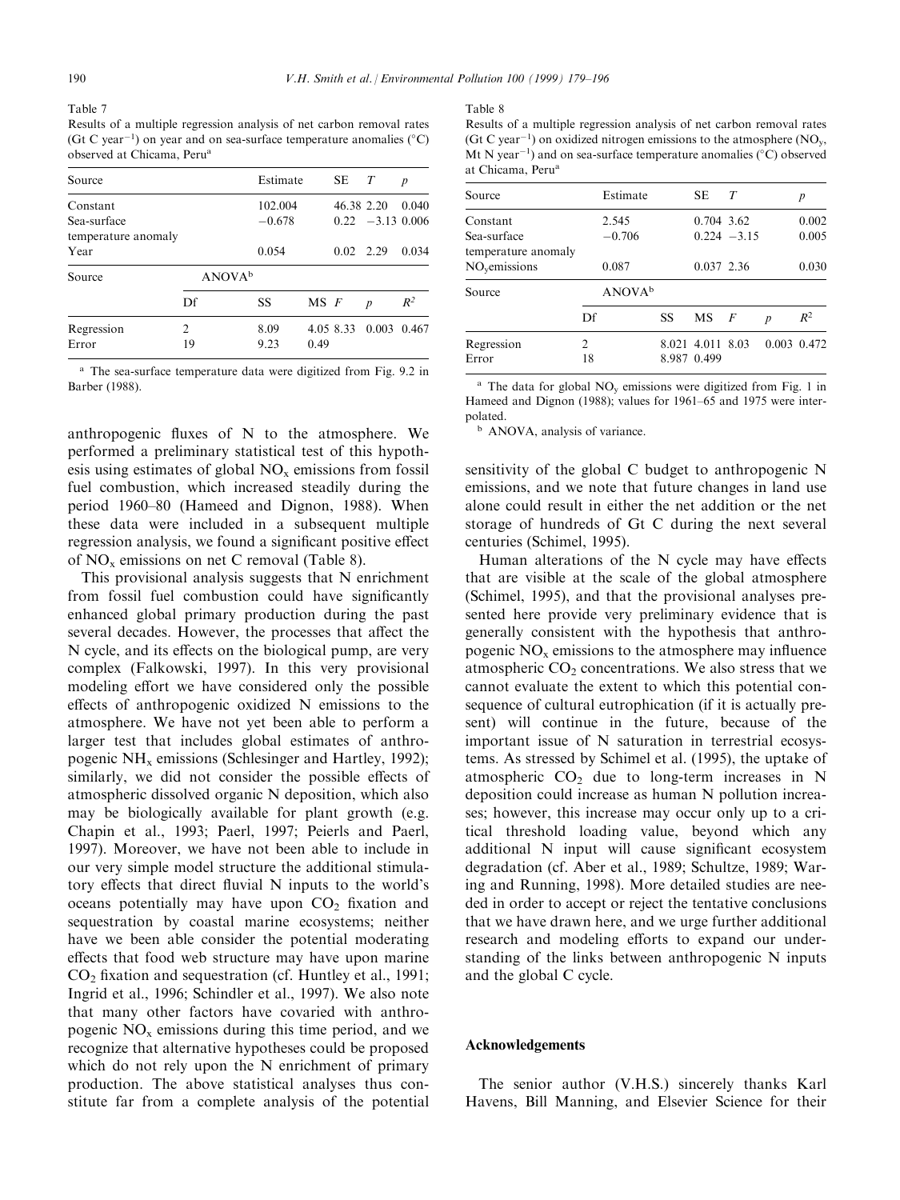Table 7
Results of a multiple regression analysis of net carbon removal rates (Gt C year$^{-1}$) on year and on sea-surface temperature anomalies (°C) observed at Chicama, Peru[a]

| Source | Estimate | SE | $T$ | $p$ |
|---|---|---|---|---|
| Constant | 102.004 | 46.38 | 2.20 | 0.040 |
| Sea-surface temperature anomaly | −0.678 | 0.22 | −3.13 | 0.006 |
| Year | 0.054 | 0.02 | 2.29 | 0.034 |

| Source | ANOVA[b] | | | | | |
|---|---|---|---|---|---|---|
| | Df | SS | MS | $F$ | $p$ | $R^2$ |
| Regression | 2 | 8.09 | 4.05 | 8.33 | 0.003 | 0.467 |
| Error | 19 | 9.23 | 0.49 | | | |

[a] The sea-surface temperature data were digitized from Fig. 9.2 in Barber (1988).

anthropogenic fluxes of N to the atmosphere. We performed a preliminary statistical test of this hypothesis using estimates of global $NO_x$ emissions from fossil fuel combustion, which increased steadily during the period 1960–80 (Hameed and Dignon, 1988). When these data were included in a subsequent multiple regression analysis, we found a significant positive effect of $NO_x$ emissions on net C removal (Table 8).

This provisional analysis suggests that N enrichment from fossil fuel combustion could have significantly enhanced global primary production during the past several decades. However, the processes that affect the N cycle, and its effects on the biological pump, are very complex (Falkowski, 1997). In this very provisional modeling effort we have considered only the possible effects of anthropogenic oxidized N emissions to the atmosphere. We have not yet been able to perform a larger test that includes global estimates of anthropogenic $NH_x$ emissions (Schlesinger and Hartley, 1992); similarly, we did not consider the possible effects of atmospheric dissolved organic N deposition, which also may be biologically available for plant growth (e.g. Chapin et al., 1993; Paerl, 1997; Peierls and Paerl, 1997). Moreover, we have not been able to include in our very simple model structure the additional stimulatory effects that direct fluvial N inputs to the world's oceans potentially may have upon $CO_2$ fixation and sequestration by coastal marine ecosystems; neither have we been able consider the potential moderating effects that food web structure may have upon marine $CO_2$ fixation and sequestration (cf. Huntley et al., 1991; Ingrid et al., 1996; Schindler et al., 1997). We also note that many other factors have covaried with anthropogenic $NO_x$ emissions during this time period, and we recognize that alternative hypotheses could be proposed which do not rely upon the N enrichment of primary production. The above statistical analyses thus constitute far from a complete analysis of the potential

Table 8
Results of a multiple regression analysis of net carbon removal rates (Gt C year$^{-1}$) on oxidized nitrogen emissions to the atmosphere ($NO_y$, Mt N year$^{-1}$) and on sea-surface temperature anomalies (°C) observed at Chicama, Peru[a]

| Source | Estimate | SE | $T$ | $p$ |
|---|---|---|---|---|
| Constant | 2.545 | 0.704 | 3.62 | 0.002 |
| Sea-surface temperature anomaly | −0.706 | 0.224 | −3.15 | 0.005 |
| $NO_y$emissions | 0.087 | 0.037 | 2.36 | 0.030 |

| Source | ANOVA[b] | | | | | |
|---|---|---|---|---|---|---|
| | Df | SS | MS | $F$ | $p$ | $R^2$ |
| Regression | 2 | 8.021 | 4.011 | 8.03 | 0.003 | 0.472 |
| Error | 18 | 8.987 | 0.499 | | | |

[a] The data for global $NO_y$ emissions were digitized from Fig. 1 in Hameed and Dignon (1988); values for 1961–65 and 1975 were interpolated.

[b] ANOVA, analysis of variance.

sensitivity of the global C budget to anthropogenic N emissions, and we note that future changes in land use alone could result in either the net addition or the net storage of hundreds of Gt C during the next several centuries (Schimel, 1995).

Human alterations of the N cycle may have effects that are visible at the scale of the global atmosphere (Schimel, 1995), and that the provisional analyses presented here provide very preliminary evidence that is generally consistent with the hypothesis that anthropogenic $NO_x$ emissions to the atmosphere may influence atmospheric $CO_2$ concentrations. We also stress that we cannot evaluate the extent to which this potential consequence of cultural eutrophication (if it is actually present) will continue in the future, because of the important issue of N saturation in terrestrial ecosystems. As stressed by Schimel et al. (1995), the uptake of atmospheric $CO_2$ due to long-term increases in N deposition could increase as human N pollution increases; however, this increase may occur only up to a critical threshold loading value, beyond which any additional N input will cause significant ecosystem degradation (cf. Aber et al., 1989; Schultze, 1989; Waring and Running, 1998). More detailed studies are needed in order to accept or reject the tentative conclusions that we have drawn here, and we urge further additional research and modeling efforts to expand our understanding of the links between anthropogenic N inputs and the global C cycle.

## Acknowledgements

The senior author (V.H.S.) sincerely thanks Karl Havens, Bill Manning, and Elsevier Science for their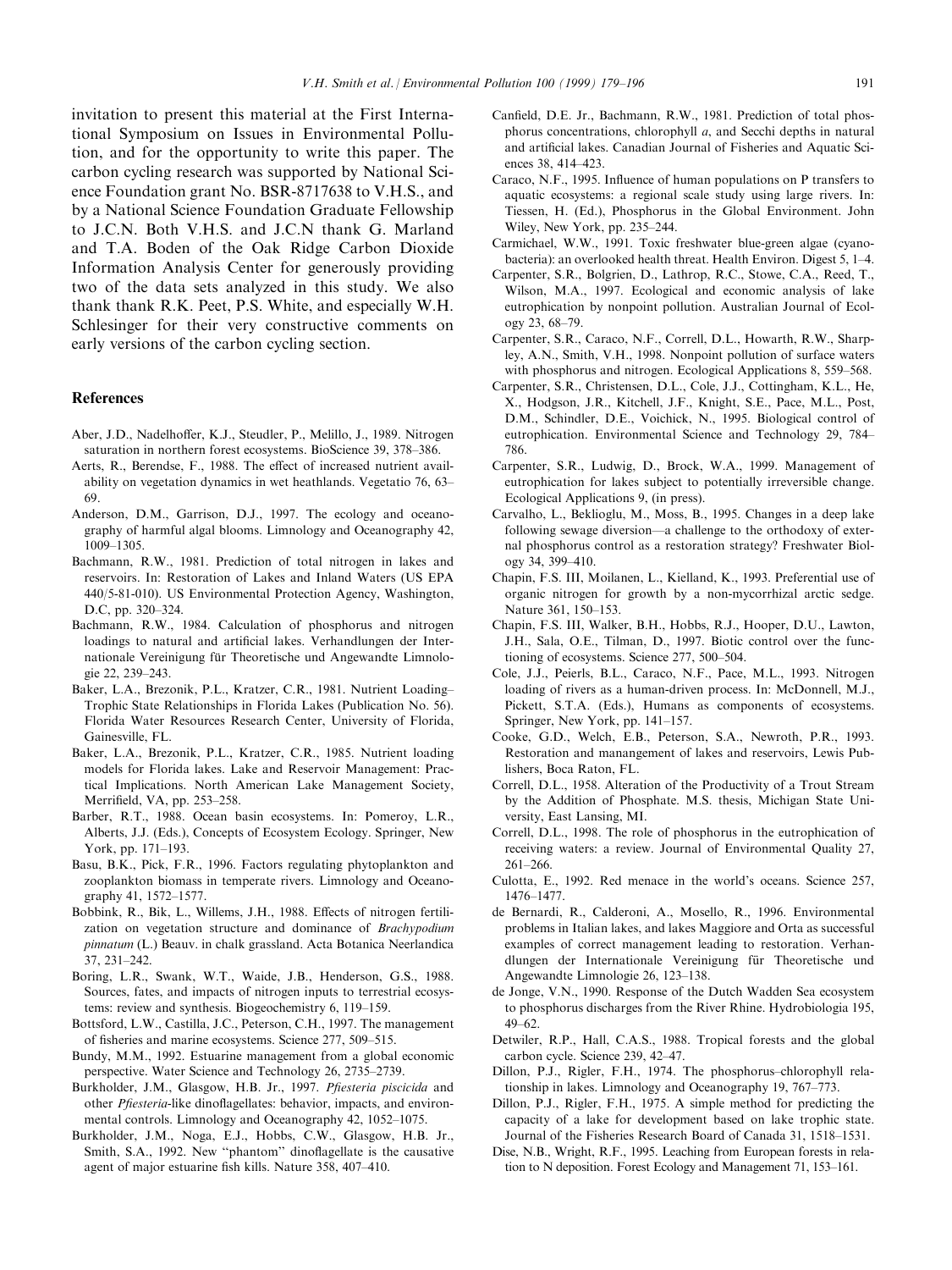invitation to present this material at the First International Symposium on Issues in Environmental Pollution, and for the opportunity to write this paper. The carbon cycling research was supported by National Science Foundation grant No. BSR-8717638 to V.H.S., and by a National Science Foundation Graduate Fellowship to J.C.N. Both V.H.S. and J.C.N thank G. Marland and T.A. Boden of the Oak Ridge Carbon Dioxide Information Analysis Center for generously providing two of the data sets analyzed in this study. We also thank thank R.K. Peet, P.S. White, and especially W.H. Schlesinger for their very constructive comments on early versions of the carbon cycling section.

## References

Aber, J.D., Nadelhoffer, K.J., Steudler, P., Melillo, J., 1989. Nitrogen saturation in northern forest ecosystems. BioScience 39, 378–386.

Aerts, R., Berendse, F., 1988. The effect of increased nutrient availability on vegetation dynamics in wet heathlands. Vegetatio 76, 63–69.

Anderson, D.M., Garrison, D.J., 1997. The ecology and oceanography of harmful algal blooms. Limnology and Oceanography 42, 1009–1305.

Bachmann, R.W., 1981. Prediction of total nitrogen in lakes and reservoirs. In: Restoration of Lakes and Inland Waters (US EPA 440/5-81-010). US Environmental Protection Agency, Washington, D.C, pp. 320–324.

Bachmann, R.W., 1984. Calculation of phosphorus and nitrogen loadings to natural and artificial lakes. Verhandlungen der Internationale Vereinigung für Theoretische und Angewandte Limnologie 22, 239–243.

Baker, L.A., Brezonik, P.L., Kratzer, C.R., 1981. Nutrient Loading–Trophic State Relationships in Florida Lakes (Publication No. 56). Florida Water Resources Research Center, University of Florida, Gainesville, FL.

Baker, L.A., Brezonik, P.L., Kratzer, C.R., 1985. Nutrient loading models for Florida lakes. Lake and Reservoir Management: Practical Implications. North American Lake Management Society, Merrifield, VA, pp. 253–258.

Barber, R.T., 1988. Ocean basin ecosystems. In: Pomeroy, L.R., Alberts, J.J. (Eds.), Concepts of Ecosystem Ecology. Springer, New York, pp. 171–193.

Basu, B.K., Pick, F.R., 1996. Factors regulating phytoplankton and zooplankton biomass in temperate rivers. Limnology and Oceanography 41, 1572–1577.

Bobbink, R., Bik, L., Willems, J.H., 1988. Effects of nitrogen fertilization on vegetation structure and dominance of *Brachypodium pinnatum* (L.) Beauv. in chalk grassland. Acta Botanica Neerlandica 37, 231–242.

Boring, L.R., Swank, W.T., Waide, J.B., Henderson, G.S., 1988. Sources, fates, and impacts of nitrogen inputs to terrestrial ecosystems: review and synthesis. Biogeochemistry 6, 119–159.

Bottsford, L.W., Castilla, J.C., Peterson, C.H., 1997. The management of fisheries and marine ecosystems. Science 277, 509–515.

Bundy, M.M., 1992. Estuarine management from a global economic perspective. Water Science and Technology 26, 2735–2739.

Burkholder, J.M., Glasgow, H.B. Jr., 1997. *Pfiesteria piscicida* and other *Pfiesteria*-like dinoflagellates: behavior, impacts, and environmental controls. Limnology and Oceanography 42, 1052–1075.

Burkholder, J.M., Noga, E.J., Hobbs, C.W., Glasgow, H.B. Jr., Smith, S.A., 1992. New "phantom" dinoflagellate is the causative agent of major estuarine fish kills. Nature 358, 407–410.

Canfield, D.E. Jr., Bachmann, R.W., 1981. Prediction of total phosphorus concentrations, chlorophyll *a*, and Secchi depths in natural and artificial lakes. Canadian Journal of Fisheries and Aquatic Sciences 38, 414–423.

Caraco, N.F., 1995. Influence of human populations on P transfers to aquatic ecosystems: a regional scale study using large rivers. In: Tiessen, H. (Ed.), Phosphorus in the Global Environment. John Wiley, New York, pp. 235–244.

Carmichael, W.W., 1991. Toxic freshwater blue-green algae (cyanobacteria): an overlooked health threat. Health Environ. Digest 5, 1–4.

Carpenter, S.R., Bolgrien, D., Lathrop, R.C., Stowe, C.A., Reed, T., Wilson, M.A., 1997. Ecological and economic analysis of lake eutrophication by nonpoint pollution. Australian Journal of Ecology 23, 68–79.

Carpenter, S.R., Caraco, N.F., Correll, D.L., Howarth, R.W., Sharpley, A.N., Smith, V.H., 1998. Nonpoint pollution of surface waters with phosphorus and nitrogen. Ecological Applications 8, 559–568.

Carpenter, S.R., Christensen, D.L., Cole, J.J., Cottingham, K.L., He, X., Hodgson, J.R., Kitchell, J.F., Knight, S.E., Pace, M.L., Post, D.M., Schindler, D.E., Voichick, N., 1995. Biological control of eutrophication. Environmental Science and Technology 29, 784–786.

Carpenter, S.R., Ludwig, D., Brock, W.A., 1999. Management of eutrophication for lakes subject to potentially irreversible change. Ecological Applications 9, (in press).

Carvalho, L., Beklioglu, M., Moss, B., 1995. Changes in a deep lake following sewage diversion—a challenge to the orthodoxy of external phosphorus control as a restoration strategy? Freshwater Biology 34, 399–410.

Chapin, F.S. III, Moilanen, L., Kielland, K., 1993. Preferential use of organic nitrogen for growth by a non-mycorrhizal arctic sedge. Nature 361, 150–153.

Chapin, F.S. III, Walker, B.H., Hobbs, R.J., Hooper, D.U., Lawton, J.H., Sala, O.E., Tilman, D., 1997. Biotic control over the functioning of ecosystems. Science 277, 500–504.

Cole, J.J., Peierls, B.L., Caraco, N.F., Pace, M.L., 1993. Nitrogen loading of rivers as a human-driven process. In: McDonnell, M.J., Pickett, S.T.A. (Eds.), Humans as components of ecosystems. Springer, New York, pp. 141–157.

Cooke, G.D., Welch, E.B., Peterson, S.A., Newroth, P.R., 1993. Restoration and manangement of lakes and reservoirs, Lewis Publishers, Boca Raton, FL.

Correll, D.L., 1958. Alteration of the Productivity of a Trout Stream by the Addition of Phosphate. M.S. thesis, Michigan State University, East Lansing, MI.

Correll, D.L., 1998. The role of phosphorus in the eutrophication of receiving waters: a review. Journal of Environmental Quality 27, 261–266.

Culotta, E., 1992. Red menace in the world's oceans. Science 257, 1476–1477.

de Bernardi, R., Calderoni, A., Mosello, R., 1996. Environmental problems in Italian lakes, and lakes Maggiore and Orta as successful examples of correct management leading to restoration. Verhandlungen der Internationale Vereinigung für Theoretische und Angewandte Limnologie 26, 123–138.

de Jonge, V.N., 1990. Response of the Dutch Wadden Sea ecosystem to phosphorus discharges from the River Rhine. Hydrobiologia 195, 49–62.

Detwiler, R.P., Hall, C.A.S., 1988. Tropical forests and the global carbon cycle. Science 239, 42–47.

Dillon, P.J., Rigler, F.H., 1974. The phosphorus–chlorophyll relationship in lakes. Limnology and Oceanography 19, 767–773.

Dillon, P.J., Rigler, F.H., 1975. A simple method for predicting the capacity of a lake for development based on lake trophic state. Journal of the Fisheries Research Board of Canada 31, 1518–1531.

Dise, N.B., Wright, R.F., 1995. Leaching from European forests in relation to N deposition. Forest Ecology and Management 71, 153–161.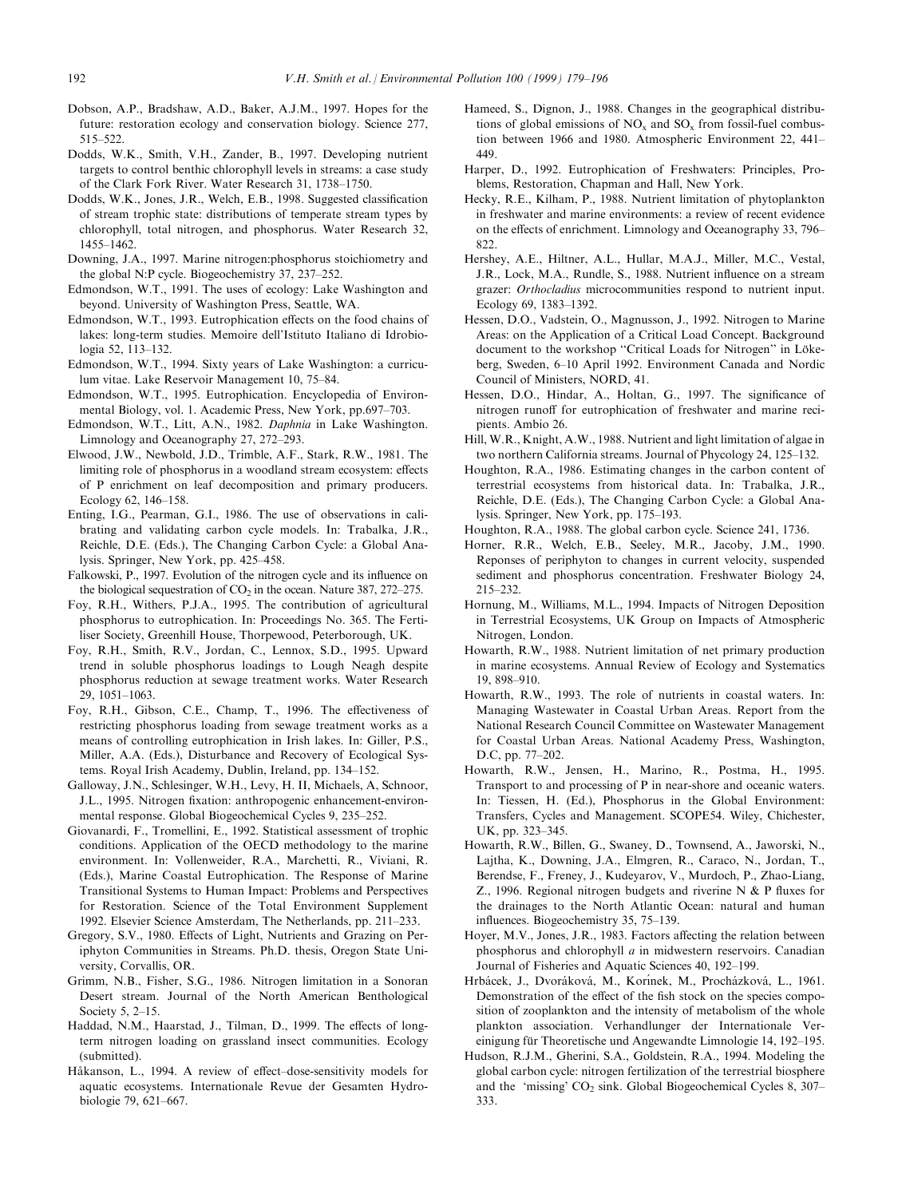Dobson, A.P., Bradshaw, A.D., Baker, A.J.M., 1997. Hopes for the future: restoration ecology and conservation biology. Science 277, 515–522.

Dodds, W.K., Smith, V.H., Zander, B., 1997. Developing nutrient targets to control benthic chlorophyll levels in streams: a case study of the Clark Fork River. Water Research 31, 1738–1750.

Dodds, W.K., Jones, J.R., Welch, E.B., 1998. Suggested classification of stream trophic state: distributions of temperate stream types by chlorophyll, total nitrogen, and phosphorus. Water Research 32, 1455–1462.

Downing, J.A., 1997. Marine nitrogen:phosphorus stoichiometry and the global N:P cycle. Biogeochemistry 37, 237–252.

Edmondson, W.T., 1991. The uses of ecology: Lake Washington and beyond. University of Washington Press, Seattle, WA.

Edmondson, W.T., 1993. Eutrophication effects on the food chains of lakes: long-term studies. Memoire dell'Istituto Italiano di Idrobiologia 52, 113–132.

Edmondson, W.T., 1994. Sixty years of Lake Washington: a curriculum vitae. Lake Reservoir Management 10, 75–84.

Edmondson, W.T., 1995. Eutrophication. Encyclopedia of Environmental Biology, vol. 1. Academic Press, New York, pp.697–703.

Edmondson, W.T., Litt, A.N., 1982. *Daphnia* in Lake Washington. Limnology and Oceanography 27, 272–293.

Elwood, J.W., Newbold, J.D., Trimble, A.F., Stark, R.W., 1981. The limiting role of phosphorus in a woodland stream ecosystem: effects of P enrichment on leaf decomposition and primary producers. Ecology 62, 146–158.

Enting, I.G., Pearman, G.I., 1986. The use of observations in calibrating and validating carbon cycle models. In: Trabalka, J.R., Reichle, D.E. (Eds.), The Changing Carbon Cycle: a Global Analysis. Springer, New York, pp. 425–458.

Falkowski, P., 1997. Evolution of the nitrogen cycle and its influence on the biological sequestration of $CO_2$ in the ocean. Nature 387, 272–275.

Foy, R.H., Withers, P.J.A., 1995. The contribution of agricultural phosphorus to eutrophication. In: Proceedings No. 365. The Fertiliser Society, Greenhill House, Thorpewood, Peterborough, UK.

Foy, R.H., Smith, R.V., Jordan, C., Lennox, S.D., 1995. Upward trend in soluble phosphorus loadings to Lough Neagh despite phosphorus reduction at sewage treatment works. Water Research 29, 1051–1063.

Foy, R.H., Gibson, C.E., Champ, T., 1996. The effectiveness of restricting phosphorus loading from sewage treatment works as a means of controlling eutrophication in Irish lakes. In: Giller, P.S., Miller, A.A. (Eds.), Disturbance and Recovery of Ecological Systems. Royal Irish Academy, Dublin, Ireland, pp. 134–152.

Galloway, J.N., Schlesinger, W.H., Levy, H. II, Michaels, A, Schnoor, J.L., 1995. Nitrogen fixation: anthropogenic enhancement-environmental response. Global Biogeochemical Cycles 9, 235–252.

Giovanardi, F., Tromellini, E., 1992. Statistical assessment of trophic conditions. Application of the OECD methodology to the marine environment. In: Vollenweider, R.A., Marchetti, R., Viviani, R. (Eds.), Marine Coastal Eutrophication. The Response of Marine Transitional Systems to Human Impact: Problems and Perspectives for Restoration. Science of the Total Environment Supplement 1992. Elsevier Science Amsterdam, The Netherlands, pp. 211–233.

Gregory, S.V., 1980. Effects of Light, Nutrients and Grazing on Periphyton Communities in Streams. Ph.D. thesis, Oregon State University, Corvallis, OR.

Grimm, N.B., Fisher, S.G., 1986. Nitrogen limitation in a Sonoran Desert stream. Journal of the North American Benthological Society 5, 2–15.

Haddad, N.M., Haarstad, J., Tilman, D., 1999. The effects of long-term nitrogen loading on grassland insect communities. Ecology (submitted).

Håkanson, L., 1994. A review of effect–dose-sensitivity models for aquatic ecosystems. Internationale Revue der Gesamten Hydrobiologie 79, 621–667.

Hameed, S., Dignon, J., 1988. Changes in the geographical distributions of global emissions of $NO_x$ and $SO_x$ from fossil-fuel combustion between 1966 and 1980. Atmospheric Environment 22, 441–449.

Harper, D., 1992. Eutrophication of Freshwaters: Principles, Problems, Restoration, Chapman and Hall, New York.

Hecky, R.E., Kilham, P., 1988. Nutrient limitation of phytoplankton in freshwater and marine environments: a review of recent evidence on the effects of enrichment. Limnology and Oceanography 33, 796–822.

Hershey, A.E., Hiltner, A.L., Hullar, M.A.J., Miller, M.C., Vestal, J.R., Lock, M.A., Rundle, S., 1988. Nutrient influence on a stream grazer: *Orthocladius* microcommunities respond to nutrient input. Ecology 69, 1383–1392.

Hessen, D.O., Vadstein, O., Magnusson, J., 1992. Nitrogen to Marine Areas: on the Application of a Critical Load Concept. Background document to the workshop "Critical Loads for Nitrogen" in Lökeberg, Sweden, 6–10 April 1992. Environment Canada and Nordic Council of Ministers, NORD, 41.

Hessen, D.O., Hindar, A., Holtan, G., 1997. The significance of nitrogen runoff for eutrophication of freshwater and marine recipients. Ambio 26.

Hill, W.R., Knight, A.W., 1988. Nutrient and light limitation of algae in two northern California streams. Journal of Phycology 24, 125–132.

Houghton, R.A., 1986. Estimating changes in the carbon content of terrestrial ecosystems from historical data. In: Trabalka, J.R., Reichle, D.E. (Eds.), The Changing Carbon Cycle: a Global Analysis. Springer, New York, pp. 175–193.

Houghton, R.A., 1988. The global carbon cycle. Science 241, 1736.

Horner, R.R., Welch, E.B., Seeley, M.R., Jacoby, J.M., 1990. Reponses of periphyton to changes in current velocity, suspended sediment and phosphorus concentration. Freshwater Biology 24, 215–232.

Hornung, M., Williams, M.L., 1994. Impacts of Nitrogen Deposition in Terrestrial Ecosystems, UK Group on Impacts of Atmospheric Nitrogen, London.

Howarth, R.W., 1988. Nutrient limitation of net primary production in marine ecosystems. Annual Review of Ecology and Systematics 19, 898–910.

Howarth, R.W., 1993. The role of nutrients in coastal waters. In: Managing Wastewater in Coastal Urban Areas. Report from the National Research Council Committee on Wastewater Management for Coastal Urban Areas. National Academy Press, Washington, D.C, pp. 77–202.

Howarth, R.W., Jensen, H., Marino, R., Postma, H., 1995. Transport to and processing of P in near-shore and oceanic waters. In: Tiessen, H. (Ed.), Phosphorus in the Global Environment: Transfers, Cycles and Management. SCOPE54. Wiley, Chichester, UK, pp. 323–345.

Howarth, R.W., Billen, G., Swaney, D., Townsend, A., Jaworski, N., Lajtha, K., Downing, J.A., Elmgren, R., Caraco, N., Jordan, T., Berendse, F., Freney, J., Kudeyarov, V., Murdoch, P., Zhao-Liang, Z., 1996. Regional nitrogen budgets and riverine N & P fluxes for the drainages to the North Atlantic Ocean: natural and human influences. Biogeochemistry 35, 75–139.

Hoyer, M.V., Jones, J.R., 1983. Factors affecting the relation between phosphorus and chlorophyll *a* in midwestern reservoirs. Canadian Journal of Fisheries and Aquatic Sciences 40, 192–199.

Hrbácek, J., Dvoráková, M., Korínek, M., Procházková, L., 1961. Demonstration of the effect of the fish stock on the species composition of zooplankton and the intensity of metabolism of the whole plankton association. Verhandlunger der Internationale Vereinigung für Theoretische und Angewandte Limnologie 14, 192–195.

Hudson, R.J.M., Gherini, S.A., Goldstein, R.A., 1994. Modeling the global carbon cycle: nitrogen fertilization of the terrestrial biosphere and the 'missing' $CO_2$ sink. Global Biogeochemical Cycles 8, 307–333.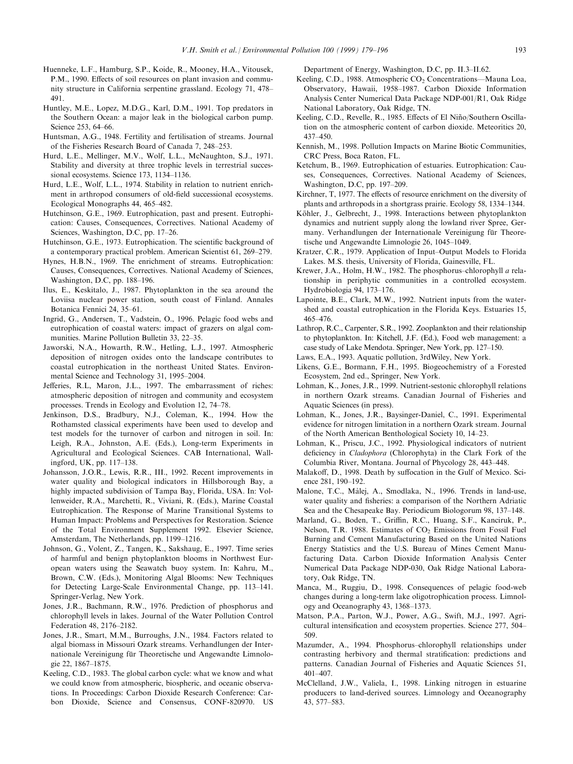Huenneke, L.F., Hamburg, S.P., Koide, R., Mooney, H.A., Vitousek, P.M., 1990. Effects of soil resources on plant invasion and community structure in California serpentine grassland. Ecology 71, 478–491.

Huntley, M.E., Lopez, M.D.G., Karl, D.M., 1991. Top predators in the Southern Ocean: a major leak in the biological carbon pump. Science 253, 64–66.

Huntsman, A.G., 1948. Fertility and fertilisation of streams. Journal of the Fisheries Research Board of Canada 7, 248–253.

Hurd, L.E., Mellinger, M.V., Wolf, L.L., McNaughton, S.J., 1971. Stability and diversity at three trophic levels in terrestrial successional ecosystems. Science 173, 1134–1136.

Hurd, L.E., Wolf, L.L., 1974. Stability in relation to nutrient enrichment in arthropod consumers of old-field successional ecosystems. Ecological Monographs 44, 465–482.

Hutchinson, G.E., 1969. Eutrophication, past and present. Eutrophication: Causes, Consequences, Correctives. National Academy of Sciences, Washington, D.C, pp. 17–26.

Hutchinson, G.E., 1973. Eutrophication. The scientific background of a contemporary practical problem. American Scientist 61, 269–279.

Hynes, H.B.N., 1969. The enrichment of streams. Eutrophication: Causes, Consequences, Correctives. National Academy of Sciences, Washington, D.C, pp. 188–196.

Ilus, E., Keskitalo, J., 1987. Phytoplankton in the sea around the Loviisa nuclear power station, south coast of Finland. Annales Botanica Fennici 24, 35–61.

Ingrid, G., Andersen, T., Vadstein, O., 1996. Pelagic food webs and eutrophication of coastal waters: impact of grazers on algal communities. Marine Pollution Bulletin 33, 22–35.

Jaworski, N.A., Howarth, R.W., Hetling, L.J., 1997. Atmospheric deposition of nitrogen oxides onto the landscape contributes to coastal eutrophication in the northeast United States. Environmental Science and Technology 31, 1995–2004.

Jefferies, R.L, Maron, J.L., 1997. The embarrassment of riches: atmospheric deposition of nitrogen and community and ecosystem processes. Trends in Ecology and Evolution 12, 74–78.

Jenkinson, D.S., Bradbury, N.J., Coleman, K., 1994. How the Rothamsted classical experiments have been used to develop and test models for the turnover of carbon and nitrogen in soil. In: Leigh, R.A., Johnston, A.E. (Eds.), Long-term Experiments in Agricultural and Ecological Sciences. CAB International, Wallingford, UK, pp. 117–138.

Johansson, J.O.R., Lewis, R.R., III., 1992. Recent improvements in water quality and biological indicators in Hillsborough Bay, a highly impacted subdivision of Tampa Bay, Florida, USA. In: Vollenweider, R.A., Marchetti, R., Viviani, R. (Eds.), Marine Coastal Eutrophication. The Response of Marine Transitional Systems to Human Impact: Problems and Perspectives for Restoration. Science of the Total Environment Supplement 1992. Elsevier Science, Amsterdam, The Netherlands, pp. 1199–1216.

Johnson, G., Volent, Z., Tangen, K., Sakshaug, E., 1997. Time series of harmful and benign phytoplankton blooms in Northwest European waters using the Seawatch buoy system. In: Kahru, M., Brown, C.W. (Eds.), Monitoring Algal Blooms: New Techniques for Detecting Large-Scale Environmental Change, pp. 113–141. Springer-Verlag, New York.

Jones, J.R., Bachmann, R.W., 1976. Prediction of phosphorus and chlorophyll levels in lakes. Journal of the Water Pollution Control Federation 48, 2176–2182.

Jones, J.R., Smart, M.M., Burroughs, J.N., 1984. Factors related to algal biomass in Missouri Ozark streams. Verhandlungen der Internationale Vereinigung für Theoretische und Angewandte Limnologie 22, 1867–1875.

Keeling, C.D., 1983. The global carbon cycle: what we know and what we could know from atmospheric, biospheric, and oceanic observations. In Proceedings: Carbon Dioxide Research Conference: Carbon Dioxide, Science and Consensus, CONF-820970. US Department of Energy, Washington, D.C, pp. II.3–II.62.

Keeling, C.D., 1988. Atmospheric $CO_2$ Concentrations—Mauna Loa, Observatory, Hawaii, 1958–1987. Carbon Dioxide Information Analysis Center Numerical Data Package NDP-001/R1, Oak Ridge National Laboratory, Oak Ridge, TN.

Keeling, C.D., Revelle, R., 1985. Effects of El Niño/Southern Oscillation on the atmospheric content of carbon dioxide. Meteoritics 20, 437–450.

Kennish, M., 1998. Pollution Impacts on Marine Biotic Communities, CRC Press, Boca Raton, FL.

Ketchum, B., 1969. Eutrophication of estuaries. Eutrophication: Causes, Consequences, Correctives. National Academy of Sciences, Washington, D.C, pp. 197–209.

Kirchner, T, 1977. The effects of resource enrichment on the diversity of plants and arthropods in a shortgrass prairie. Ecology 58, 1334–1344.

Köhler, J., Gelbrecht, J., 1998. Interactions between phytoplankton dynamics and nutrient supply along the lowland river Spree, Germany. Verhandlungen der Internationale Vereinigung für Theoretische und Angewandte Limnologie 26, 1045–1049.

Kratzer, C.R., 1979. Application of Input–Output Models to Florida Lakes. M.S. thesis, University of Florida, Gainesville, FL.

Krewer, J.A., Holm, H.W., 1982. The phosphorus–chlorophyll *a* relationship in periphytic communities in a controlled ecosystem. Hydrobiologia 94, 173–176.

Lapointe, B.E., Clark, M.W., 1992. Nutrient inputs from the watershed and coastal eutrophication in the Florida Keys. Estuaries 15, 465–476.

Lathrop, R.C., Carpenter, S.R., 1992. Zooplankton and their relationship to phytoplankton. In: Kitchell, J.F. (Ed.), Food web management: a case study of Lake Mendota. Springer, New York, pp. 127–150.

Laws, E.A., 1993. Aquatic pollution, 3rdWiley, New York.

Likens, G.E., Bormann, F.H., 1995. Biogeochemistry of a Forested Ecosystem, 2nd ed., Springer, New York.

Lohman, K., Jones, J.R., 1999. Nutrient-sestonic chlorophyll relations in northern Ozark streams. Canadian Journal of Fisheries and Aquatic Sciences (in press).

Lohman, K., Jones, J.R., Baysinger-Daniel, C., 1991. Experimental evidence for nitrogen limitation in a northern Ozark stream. Journal of the North American Benthological Society 10, 14–23.

Lohman, K., Priscu, J.C., 1992. Physiological indicators of nutrient deficiency in *Cladophora* (Chlorophyta) in the Clark Fork of the Columbia River, Montana. Journal of Phycology 28, 443–448.

Malakoff, D., 1998. Death by suffocation in the Gulf of Mexico. Science 281, 190–192.

Malone, T.C., Màlej, A., Smodlaka, N., 1996. Trends in land-use, water quality and fisheries: a comparison of the Northern Adriatic Sea and the Chesapeake Bay. Periodicum Biologorum 98, 137–148.

Marland, G., Boden, T., Griffin, R.C., Huang, S.F., Kanciruk, P., Nelson, T.R. 1988. Estimates of $CO_2$ Emissions from Fossil Fuel Burning and Cement Manufacturing Based on the United Nations Energy Statistics and the U.S. Bureau of Mines Cement Manufacturing Data. Carbon Dioxide Information Analysis Center Numerical Data Package NDP-030, Oak Ridge National Laboratory, Oak Ridge, TN.

Manca, M., Ruggiu, D., 1998. Consequences of pelagic food-web changes during a long-term lake oligotrophication process. Limnology and Oceanography 43, 1368–1373.

Matson, P.A., Parton, W.J., Power, A.G., Swift, M.J., 1997. Agricultural intensification and ecosystem properties. Science 277, 504–509.

Mazumder, A., 1994. Phosphorus–chlorophyll relationships under contrasting herbivory and thermal stratification: predictions and patterns. Canadian Journal of Fisheries and Aquatic Sciences 51, 401–407.

McClelland, J.W., Valiela, I., 1998. Linking nitrogen in estuarine producers to land-derived sources. Limnology and Oceanography 43, 577–583.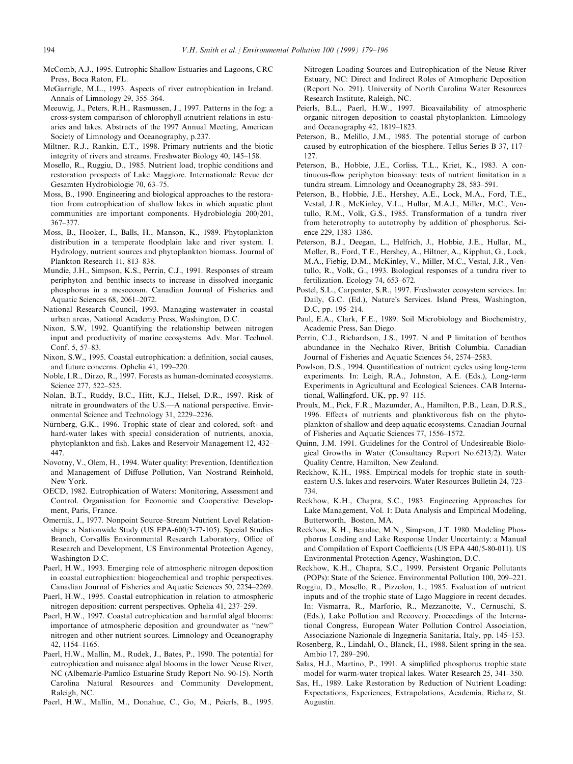McComb, A.J., 1995. Eutrophic Shallow Estuaries and Lagoons, CRC Press, Boca Raton, FL.

McGarrigle, M.L., 1993. Aspects of river eutrophication in Ireland. Annals of Limnology 29, 355–364.

Meeuwig, J., Peters, R.H., Rasmussen, J., 1997. Patterns in the fog: a cross-system comparison of chlorophyll *a*:nutrient relations in estuaries and lakes. Abstracts of the 1997 Annual Meeting, American Society of Limnology and Oceanography, p.237.

Miltner, R.J., Rankin, E.T., 1998. Primary nutrients and the biotic integrity of rivers and streams. Freshwater Biology 40, 145–158.

Mosello, R., Ruggiu, D., 1985. Nutrient load, trophic conditions and restoration prospects of Lake Maggiore. Internationale Revue der Gesamten Hydrobiologie 70, 63–75.

Moss, B., 1990. Engineering and biological approaches to the restoration from eutrophication of shallow lakes in which aquatic plant communities are important components. Hydrobiologia 200/201, 367–377.

Moss, B., Hooker, I., Balls, H., Manson, K., 1989. Phytoplankton distribution in a temperate floodplain lake and river system. I. Hydrology, nutrient sources and phytoplankton biomass. Journal of Plankton Research 11, 813–838.

Mundie, J.H., Simpson, K.S., Perrin, C.J., 1991. Responses of stream periphyton and benthic insects to increase in dissolved inorganic phosphorus in a mesocosm. Canadian Journal of Fisheries and Aquatic Sciences 68, 2061–2072.

National Research Council, 1993. Managing wastewater in coastal urban areas, National Academy Press, Washington, D.C.

Nixon, S.W, 1992. Quantifying the relationship between nitrogen input and productivity of marine ecosystems. Adv. Mar. Technol. Conf. 5, 57–83.

Nixon, S.W., 1995. Coastal eutrophication: a definition, social causes, and future concerns. Ophelia 41, 199–220.

Noble, I.R., Dirzo, R., 1997. Forests as human-dominated ecosystems. Science 277, 522–525.

Nolan, B.T., Ruddy, B.C., Hitt, K.J., Helsel, D.R., 1997. Risk of nitrate in groundwaters of the U.S.—A national perspective. Environmental Science and Technology 31, 2229–2236.

Nürnberg, G.K., 1996. Trophic state of clear and colored, soft- and hard-water lakes with special consideration of nutrients, anoxia, phytoplankton and fish. Lakes and Reservoir Management 12, 432–447.

Novotny, V., Olem, H., 1994. Water quality: Prevention, Identification and Management of Diffuse Pollution, Van Nostrand Reinhold, New York.

OECD, 1982. Eutrophication of Waters: Monitoring, Assessment and Control. Organisation for Economic and Cooperative Development, Paris, France.

Omernik, J., 1977. Nonpoint Source–Stream Nutrient Level Relationships: a Nationwide Study (US EPA-600/3-77-105). Special Studies Branch, Corvallis Environmental Research Laboratory, Office of Research and Development, US Environmental Protection Agency, Washington D.C.

Paerl, H.W., 1993. Emerging role of atmospheric nitrogen deposition in coastal eutrophication: biogeochemical and trophic perspectives. Canadian Journal of Fisheries and Aquatic Sciences 50, 2254–2269.

Paerl, H.W., 1995. Coastal eutrophication in relation to atmospheric nitrogen deposition: current perspectives. Ophelia 41, 237–259.

Paerl, H.W., 1997. Coastal eutrophication and harmful algal blooms: importance of atmospheric deposition and groundwater as "new" nitrogen and other nutrient sources. Limnology and Oceanography 42, 1154–1165.

Paerl, H.W., Mallin, M., Rudek, J., Bates, P., 1990. The potential for eutrophication and nuisance algal blooms in the lower Neuse River, NC (Albemarle-Pamlico Estuarine Study Report No. 90-15). North Carolina Natural Resources and Community Development, Raleigh, NC.

Paerl, H.W., Mallin, M., Donahue, C., Go, M., Peierls, B., 1995. Nitrogen Loading Sources and Eutrophication of the Neuse River Estuary, NC: Direct and Indirect Roles of Atmopheric Deposition (Report No. 291). University of North Carolina Water Resources Research Institute, Raleigh, NC.

Peierls, B.L., Paerl, H.W., 1997. Bioavailability of atmospheric organic nitrogen deposition to coastal phytoplankton. Limnology and Oceanography 42, 1819–1823.

Peterson, B., Melillo, J.M., 1985. The potential storage of carbon caused by eutrophication of the biosphere. Tellus Series B 37, 117–127.

Peterson, B., Hobbie, J.E., Corliss, T.L., Kriet, K., 1983. A continuous-flow periphyton bioassay: tests of nutrient limitation in a tundra stream. Limnology and Oceanography 28, 583–591.

Peterson, B., Hobbie, J.E., Hershey, A.E., Lock, M.A., Ford, T.E., Vestal, J.R., McKinley, V.L., Hullar, M.A.J., Miller, M.C., Ventullo, R.M., Volk, G.S., 1985. Transformation of a tundra river from heterotrophy to autotrophy by addition of phosphorus. Science 229, 1383–1386.

Peterson, B.J., Deegan, L., Helfrich, J., Hobbie, J.E., Hullar, M., Moller, B., Ford, T.E., Hershey, A., Hiltner, A., Kipphut, G., Lock, M.A., Fiebig, D.M., McKinley, V., Miller, M.C., Vestal, J.R., Ventullo, R., Volk, G., 1993. Biological responses of a tundra river to fertilization. Ecology 74, 653–672.

Postel, S.L., Carpenter, S.R., 1997. Freshwater ecosystem services. In: Daily, G.C. (Ed.), Nature's Services. Island Press, Washington, D.C, pp. 195–214.

Paul, E.A., Clark, F.E., 1989. Soil Microbiology and Biochemistry, Academic Press, San Diego.

Perrin, C.J., Richardson, J.S., 1997. N and P limitation of benthos abundance in the Nechako River, British Columbia. Canadian Journal of Fisheries and Aquatic Sciences 54, 2574–2583.

Powlson, D.S., 1994. Quantification of nutrient cycles using long-term experiments. In: Leigh, R.A., Johnston, A.E. (Eds.), Long-term Experiments in Agricultural and Ecological Sciences. CAB International, Wallingford, UK, pp. 97–115.

Proulx, M., Pick, F.R., Mazumder, A., Hamilton, P.B., Lean, D.R.S., 1996. Effects of nutrients and planktivorous fish on the phytoplankton of shallow and deep aquatic ecosystems. Canadian Journal of Fisheries and Aquatic Sciences 77, 1556–1572.

Quinn, J.M. 1991. Guidelines for the Control of Undesireable Biological Growths in Water (Consultancy Report No.6213/2). Water Quality Centre, Hamilton, New Zealand.

Reckhow, K.H., 1988. Empirical models for trophic state in southeastern U.S. lakes and reservoirs. Water Resources Bulletin 24, 723–734.

Reckhow, K.H., Chapra, S.C., 1983. Engineering Approaches for Lake Management, Vol. 1: Data Analysis and Empirical Modeling, Butterworth, Boston, MA.

Reckhow, K.H., Beaulac, M.N., Simpson, J.T. 1980. Modeling Phosphorus Loading and Lake Response Under Uncertainty: a Manual and Compilation of Export Coefficients (US EPA 440/5-80-011). US Environmental Protection Agency, Washington, D.C.

Reckhow, K.H., Chapra, S.C., 1999. Persistent Organic Pollutants (POPs): State of the Science. Environmental Pollution 100, 209–221.

Roggiu, D., Mosello, R., Pizzolon, L., 1985. Evaluation of nutrient inputs and of the trophic state of Lago Maggiore in recent decades. In: Vismarra, R., Marforio, R., Mezzanotte, V., Cernuschi, S. (Eds.), Lake Pollution and Recovery. Proceedings of the International Congress, European Water Pollution Control Association, Associazione Nazionale di Ingegneria Sanitaria, Italy, pp. 145–153.

Rosenberg, R., Lindahl, O., Blanck, H., 1988. Silent spring in the sea. Ambio 17, 289–290.

Salas, H.J., Martino, P., 1991. A simplified phosphorus trophic state model for warm-water tropical lakes. Water Research 25, 341–350.

Sas, H., 1989. Lake Restoration by Reduction of Nutrient Loading: Expectations, Experiences, Extrapolations, Academia, Richarz, St. Augustin.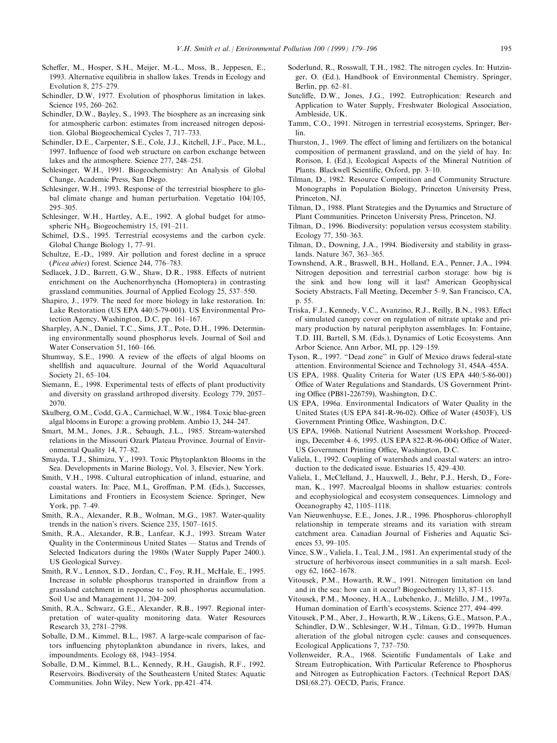Scheffer, M., Hosper, S.H., Meijer, M.-L., Moss, B., Jeppesen, E., 1993. Alternative equilibria in shallow lakes. Trends in Ecology and Evolution 8, 275–279.

Schindler, D.W, 1977. Evolution of phosphorus limitation in lakes. Science 195, 260–262.

Schindler, D.W., Bayley, S., 1993. The biosphere as an increasing sink for atmospheric carbon: estimates from increased nitrogen deposition. Global Biogeochemical Cycles 7, 717–733.

Schindler, D.E., Carpenter, S.E., Cole, J.J., Kitchell, J.F., Pace, M.L., 1997. Influence of food web structure on carbon exchange between lakes and the atmosphere. Science 277, 248–251.

Schlesinger, W.H., 1991. Biogeochemistry: An Analysis of Global Change, Academic Press, San Diego.

Schlesinger, W.H., 1993. Response of the terrestrial biosphere to global climate change and human perturbation. Vegetatio 104/105, 295–305.

Schlesinger, W.H., Hartley, A.E., 1992. A global budget for atmospheric $NH_3$. Biogeochemistry 15, 191–211.

Schimel, D.S., 1995. Terrestrial ecosystems and the carbon cycle. Global Change Biology 1, 77–91.

Schultze, E.-D., 1989. Air pollution and forest decline in a spruce (*Picea abies*) forest. Science 244, 776–783.

Sedlacek, J.D., Barrett, G.W., Shaw, D.R., 1988. Effects of nutrient enrichment on the Auchenorrhyncha (Homoptera) in contrasting grassland communities. Journal of Applied Ecology 25, 537–550.

Shapiro, J., 1979. The need for more biology in lake restoration. In: Lake Restoration (US EPA 440/5-79-001). US Environmental Protection Agency, Washington, D.C, pp. 161–167.

Sharpley, A.N., Daniel, T.C., Sims, J.T., Pote, D.H., 1996. Determining environmentally sound phosphorus levels. Journal of Soil and Water Conservation 51, 160–166.

Shumway, S.E., 1990. A review of the effects of algal blooms on shellfish and aquaculture. Journal of the World Aquacultural Society 21, 65–104.

Siemann, E., 1998. Experimental tests of effects of plant productivity and diversity on grassland arthropod diversity. Ecology 779, 2057–2070.

Skulberg, O.M., Codd, G.A., Carmichael, W.W., 1984. Toxic blue-green algal blooms in Europe: a growing problem. Ambio 13, 244–247.

Smart, M.M., Jones, J.R., Sebaugh, J.L., 1985. Stream-watershed relations in the Missouri Ozark Plateau Province. Journal of Environmental Quality 14, 77–82.

Smayda, T.J., Shimizu, Y., 1993. Toxic Phytoplankton Blooms in the Sea. Developments in Marine Biology, Vol. 3, Elsevier, New York.

Smith, V.H., 1998. Cultural eutrophication of inland, estuarine, and coastal waters. In: Pace, M.L, Groffman, P.M. (Eds.), Successes, Limitations and Frontiers in Ecosystem Science. Springer, New York, pp. 7–49.

Smith, R.A., Alexander, R.B., Wolman, M.G., 1987. Water-quality trends in the nation's rivers. Science 235, 1507–1615.

Smith, R.A., Alexander, R.B., Lanfear, K.J., 1993. Stream Water Quality in the Conterminous United States — Status and Trends of Selected Indicators during the 1980s (Water Supply Paper 2400.). US Geological Survey.

Smith, R.V., Lennox, S.D., Jordan, C., Foy, R.H., McHale, E., 1995. Increase in soluble phosphorus transported in drainflow from a grassland catchment in response to soil phosphorus accumulation. Soil Use and Management 11, 204–209.

Smith, R.A., Schwarz, G.E., Alexander, R.B., 1997. Regional interpretation of water-quality monitoring data. Water Resources Research 33, 2781–2798.

Soballe, D.M., Kimmel, B.L., 1987. A large-scale comparison of factors influencing phytoplankton abundance in rivers, lakes, and impoundments. Ecology 68, 1943–1954.

Soballe, D.M., Kimmel, B.L., Kennedy, R.H., Gaugish, R.F., 1992. Reservoirs. Biodiversity of the Southeastern United States: Aquatic Communities. John Wiley, New York, pp.421–474.

Soderlund, R., Rosswall, T.H., 1982. The nitrogen cycles. In: Hutzinger, O. (Ed.), Handbook of Environmental Chemistry. Springer, Berlin, pp. 62–81.

Sutcliffe, D.W., Jones, J.G., 1992. Eutrophication: Research and Application to Water Supply, Freshwater Biological Association, Ambleside, UK.

Tamm, C.O., 1991. Nitrogen in terrestrial ecosystems, Springer, Berlin.

Thurston, J., 1969. The effect of liming and fertilizers on the botanical composition of permanent grassland, and on the yield of hay. In: Rorison, I. (Ed.), Ecological Aspects of the Mineral Nutrition of Plants. Blackwell Scientific, Oxford, pp. 3–10.

Tilman, D., 1982. Resource Competition and Community Structure. Monographs in Population Biology, Princeton University Press, Princeton, NJ.

Tilman, D., 1988. Plant Strategies and the Dynamics and Structure of Plant Communities. Princeton University Press, Princeton, NJ.

Tilman, D., 1996. Biodiversity: population versus ecosystem stability. Ecology 77, 350–363.

Tilman, D., Downing, J.A., 1994. Biodiversity and stability in grasslands. Nature 367, 363–365.

Townshend, A.R., Braswell, B.H., Holland, E.A., Penner, J.A., 1994. Nitrogen deposition and terrestrial carbon storage: how big is the sink and how long will it last? American Geophysical Society Abstracts, Fall Meeting, December 5–9, San Francisco, CA, p. 55.

Triska, F.J., Kennedy, V.C., Avanzino, R.J., Reilly, B.N., 1983. Effect of simulated canopy cover on regulation of nitrate uptake and primary production by natural periphyton assemblages. In: Fontaine, T.D. III, Bartell, S.M. (Eds.), Dynamics of Lotic Ecosystems. Ann Arbor Science, Ann Arbor, MI, pp. 129–159.

Tyson, R., 1997. "Dead zone" in Gulf of Mexico draws federal-state attention. Environmental Science and Technology 31, 454A–455A.

US EPA, 1988. Quality Criteria for Water (US EPA 440/5-86-001) Office of Water Regulations and Standards, US Government Printing Office (PB81-226759), Washington, D.C.

US EPA, 1996a. Environmental Indicators of Water Quality in the United States (US EPA 841-R-96-02). Office of Water (4503F), US Government Printing Office, Washington, D.C.

US EPA, 1996b. National Nutrient Assessment Workshop. Proceedings, December 4–6, 1995. (US EPA 822-R-96-004) Office of Water, US Government Printing Office, Washington, D.C.

Valiela, I., 1992. Coupling of watersheds and coastal waters: an introduction to the dedicated issue. Estuaries 15, 429–430.

Valiela, I., McClelland, J., Hauxwell, J., Behr, P.J., Hersh, D., Foreman, K., 1997. Macroalgal blooms in shallow estuaries: controls and ecophysiological and ecosystem consequences. Limnology and Oceanography 42, 1105–1118.

Van Nieuwenhuyse, E.E., Jones, J.R., 1996. Phosphorus–chlorophyll relationship in temperate streams and its variation with stream catchment area. Canadian Journal of Fisheries and Aquatic Sciences 53, 99–105.

Vince, S.W., Valiela, I., Teal, J.M., 1981. An experimental study of the structure of herbivorous insect communities in a salt marsh. Ecology 62, 1662–1678.

Vitousek, P.M., Howarth, R.W., 1991. Nitrogen limitation on land and in the sea: how can it occur? Biogeochemistry 13, 87–115.

Vitousek, P.M., Mooney, H.A., Lubchenko, J., Melillo, J.M., 1997a. Human domination of Earth's ecosystems. Science 277, 494–499.

Vitousek, P.M., Aber, J., Howarth, R.W., Likens, G.E., Matson, P.A., Schindler, D.W., Schlesinger, W.H., Tilman, G.D., 1997b. Human alteration of the global nitrogen cycle: causes and consequences. Ecological Applications 7, 737–750.

Vollenweider, R.A., 1968. Scientific Fundamentals of Lake and Stream Eutrophication, With Particular Reference to Phosphorus and Nitrogen as Eutrophication Factors. (Technical Report DAS/DSI/68.27). OECD, Paris, France.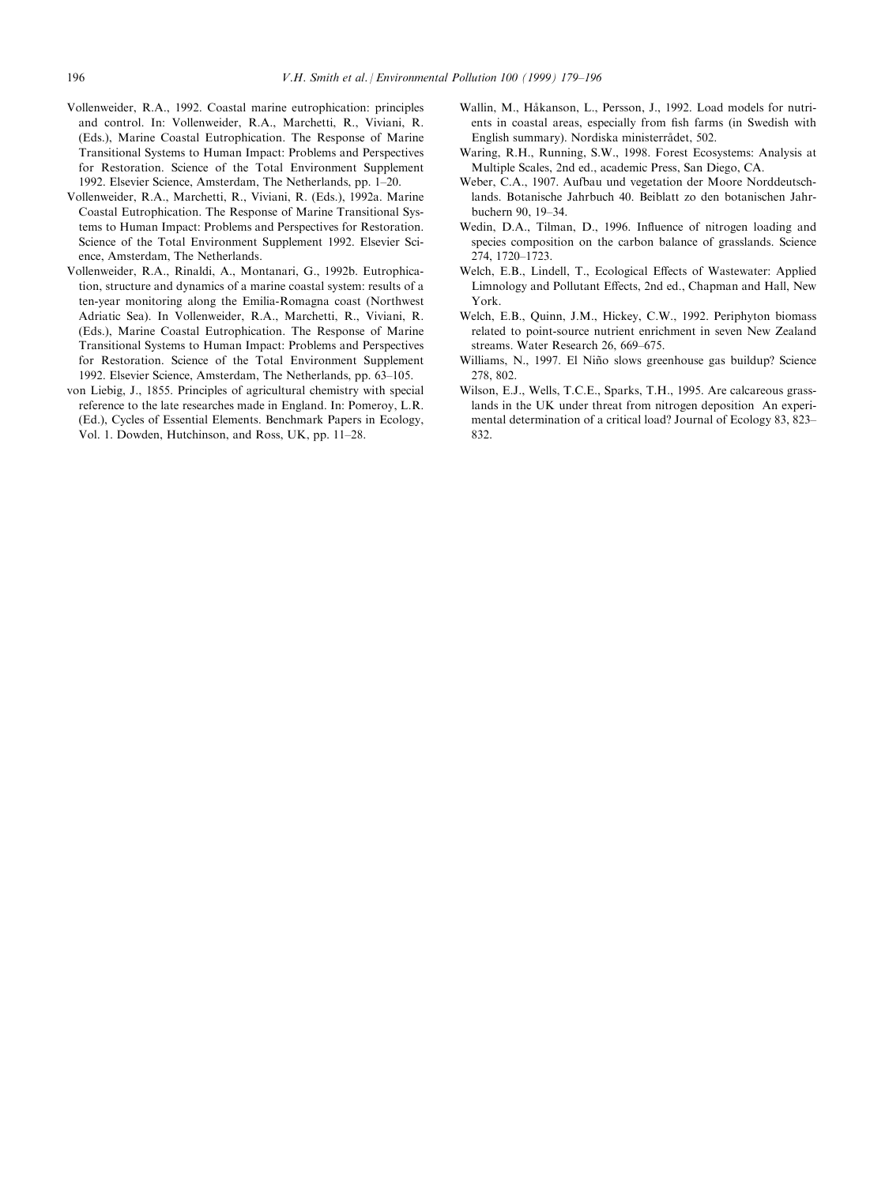Vollenweider, R.A., 1992. Coastal marine eutrophication: principles and control. In: Vollenweider, R.A., Marchetti, R., Viviani, R. (Eds.), Marine Coastal Eutrophication. The Response of Marine Transitional Systems to Human Impact: Problems and Perspectives for Restoration. Science of the Total Environment Supplement 1992. Elsevier Science, Amsterdam, The Netherlands, pp. 1–20.

Vollenweider, R.A., Marchetti, R., Viviani, R. (Eds.), 1992a. Marine Coastal Eutrophication. The Response of Marine Transitional Systems to Human Impact: Problems and Perspectives for Restoration. Science of the Total Environment Supplement 1992. Elsevier Science, Amsterdam, The Netherlands.

Vollenweider, R.A., Rinaldi, A., Montanari, G., 1992b. Eutrophication, structure and dynamics of a marine coastal system: results of a ten-year monitoring along the Emilia-Romagna coast (Northwest Adriatic Sea). In Vollenweider, R.A., Marchetti, R., Viviani, R. (Eds.), Marine Coastal Eutrophication. The Response of Marine Transitional Systems to Human Impact: Problems and Perspectives for Restoration. Science of the Total Environment Supplement 1992. Elsevier Science, Amsterdam, The Netherlands, pp. 63–105.

von Liebig, J., 1855. Principles of agricultural chemistry with special reference to the late researches made in England. In: Pomeroy, L.R. (Ed.), Cycles of Essential Elements. Benchmark Papers in Ecology, Vol. 1. Dowden, Hutchinson, and Ross, UK, pp. 11–28.

Wallin, M., Håkanson, L., Persson, J., 1992. Load models for nutrients in coastal areas, especially from fish farms (in Swedish with English summary). Nordiska ministerrådet, 502.

Waring, R.H., Running, S.W., 1998. Forest Ecosystems: Analysis at Multiple Scales, 2nd ed., academic Press, San Diego, CA.

Weber, C.A., 1907. Aufbau und vegetation der Moore Norddeutschlands. Botanische Jahrbuch 40. Beiblatt zo den botanischen Jahrbuchern 90, 19–34.

Wedin, D.A., Tilman, D., 1996. Influence of nitrogen loading and species composition on the carbon balance of grasslands. Science 274, 1720–1723.

Welch, E.B., Lindell, T., Ecological Effects of Wastewater: Applied Limnology and Pollutant Effects, 2nd ed., Chapman and Hall, New York.

Welch, E.B., Quinn, J.M., Hickey, C.W., 1992. Periphyton biomass related to point-source nutrient enrichment in seven New Zealand streams. Water Research 26, 669–675.

Williams, N., 1997. El Niño slows greenhouse gas buildup? Science 278, 802.

Wilson, E.J., Wells, T.C.E., Sparks, T.H., 1995. Are calcareous grasslands in the UK under threat from nitrogen deposition An experimental determination of a critical load? Journal of Ecology 83, 823–832.